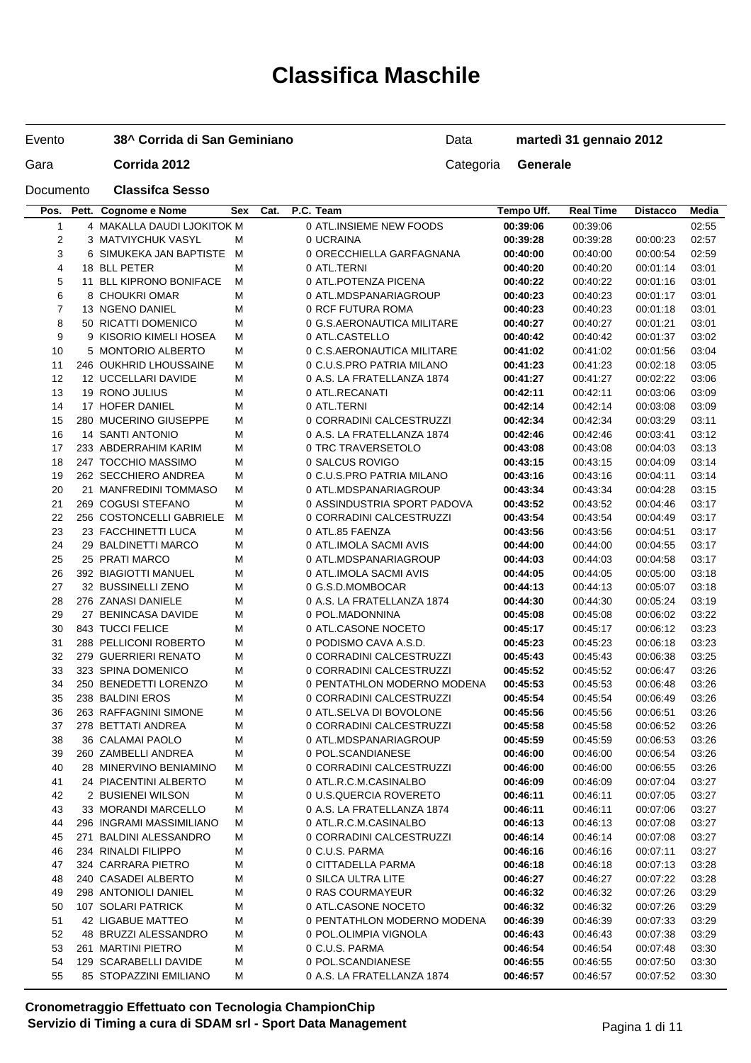# Classifica Maschile

| | | | |
|---|---|---|---|
| Evento | **38^ Corrida di San Geminiano** | Data | **martedì 31 gennaio 2012** |
| Gara | **Corrida 2012** | Categoria | **Generale** |
| Documento | **Classifca Sesso** | | |

| Pos. | Pett. | Cognome e Nome | Sex | Cat. | P.C. | Team | Tempo Uff. | Real Time | Distacco | Media |
|---|---|---|---|---|---|---|---|---|---|---|
| 1 | 4 | MAKALLA DAUDI LJOKITOK | M | | 0 | ATL.INSIEME NEW FOODS | **00:39:06** | 00:39:06 | | 02:55 |
| 2 | 3 | MATVIYCHUK VASYL | M | | 0 | UCRAINA | **00:39:28** | 00:39:28 | 00:00:23 | 02:57 |
| 3 | 6 | SIMUKEKA JAN BAPTISTE | M | | 0 | ORECCHIELLA GARFAGNANA | **00:40:00** | 00:40:00 | 00:00:54 | 02:59 |
| 4 | 18 | BLL PETER | M | | 0 | ATL.TERNI | **00:40:20** | 00:40:20 | 00:01:14 | 03:01 |
| 5 | 11 | BLL KIPRONO BONIFACE | M | | 0 | ATL.POTENZA PICENA | **00:40:22** | 00:40:22 | 00:01:16 | 03:01 |
| 6 | 8 | CHOUKRI OMAR | M | | 0 | ATL.MDSPANARIAGROUP | **00:40:23** | 00:40:23 | 00:01:17 | 03:01 |
| 7 | 13 | NGENO DANIEL | M | | 0 | RCF FUTURA ROMA | **00:40:23** | 00:40:23 | 00:01:18 | 03:01 |
| 8 | 50 | RICATTI DOMENICO | M | | 0 | G.S.AERONAUTICA MILITARE | **00:40:27** | 00:40:27 | 00:01:21 | 03:01 |
| 9 | 9 | KISORIO KIMELI HOSEA | M | | 0 | ATL.CASTELLO | **00:40:42** | 00:40:42 | 00:01:37 | 03:02 |
| 10 | 5 | MONTORIO ALBERTO | M | | 0 | C.S.AERONAUTICA MILITARE | **00:41:02** | 00:41:02 | 00:01:56 | 03:04 |
| 11 | 246 | OUKHRID LHOUSSAINE | M | | 0 | C.U.S.PRO PATRIA MILANO | **00:41:23** | 00:41:23 | 00:02:18 | 03:05 |
| 12 | 12 | UCCELLARI DAVIDE | M | | 0 | A.S. LA FRATELLANZA 1874 | **00:41:27** | 00:41:27 | 00:02:22 | 03:06 |
| 13 | 19 | RONO JULIUS | M | | 0 | ATL.RECANATI | **00:42:11** | 00:42:11 | 00:03:06 | 03:09 |
| 14 | 17 | HOFER DANIEL | M | | 0 | ATL.TERNI | **00:42:14** | 00:42:14 | 00:03:08 | 03:09 |
| 15 | 280 | MUCERINO GIUSEPPE | M | | 0 | CORRADINI CALCESTRUZZI | **00:42:34** | 00:42:34 | 00:03:29 | 03:11 |
| 16 | 14 | SANTI ANTONIO | M | | 0 | A.S. LA FRATELLANZA 1874 | **00:42:46** | 00:42:46 | 00:03:41 | 03:12 |
| 17 | 233 | ABDERRAHIM KARIM | M | | 0 | TRC TRAVERSETOLO | **00:43:08** | 00:43:08 | 00:04:03 | 03:13 |
| 18 | 247 | TOCCHIO MASSIMO | M | | 0 | SALCUS ROVIGO | **00:43:15** | 00:43:15 | 00:04:09 | 03:14 |
| 19 | 262 | SECCHIERO ANDREA | M | | 0 | C.U.S.PRO PATRIA MILANO | **00:43:16** | 00:43:16 | 00:04:11 | 03:14 |
| 20 | 21 | MANFREDINI TOMMASO | M | | 0 | ATL.MDSPANARIAGROUP | **00:43:34** | 00:43:34 | 00:04:28 | 03:15 |
| 21 | 269 | COGUSI STEFANO | M | | 0 | ASSINDUSTRIA SPORT PADOVA | **00:43:52** | 00:43:52 | 00:04:46 | 03:17 |
| 22 | 256 | COSTONCELLI GABRIELE | M | | 0 | CORRADINI CALCESTRUZZI | **00:43:54** | 00:43:54 | 00:04:49 | 03:17 |
| 23 | 23 | FACCHINETTI LUCA | M | | 0 | ATL.85 FAENZA | **00:43:56** | 00:43:56 | 00:04:51 | 03:17 |
| 24 | 29 | BALDINETTI MARCO | M | | 0 | ATL.IMOLA SACMI AVIS | **00:44:00** | 00:44:00 | 00:04:55 | 03:17 |
| 25 | 25 | PRATI MARCO | M | | 0 | ATL.MDSPANARIAGROUP | **00:44:03** | 00:44:03 | 00:04:58 | 03:17 |
| 26 | 392 | BIAGIOTTI MANUEL | M | | 0 | ATL.IMOLA SACMI AVIS | **00:44:05** | 00:44:05 | 00:05:00 | 03:18 |
| 27 | 32 | BUSSINELLI ZENO | M | | 0 | G.S.D.MOMBOCAR | **00:44:13** | 00:44:13 | 00:05:07 | 03:18 |
| 28 | 276 | ZANASI DANIELE | M | | 0 | A.S. LA FRATELLANZA 1874 | **00:44:30** | 00:44:30 | 00:05:24 | 03:19 |
| 29 | 27 | BENINCASA DAVIDE | M | | 0 | POL.MADONNINA | **00:45:08** | 00:45:08 | 00:06:02 | 03:22 |
| 30 | 843 | TUCCI FELICE | M | | 0 | ATL.CASONE NOCETO | **00:45:17** | 00:45:17 | 00:06:12 | 03:23 |
| 31 | 288 | PELLICONI ROBERTO | M | | 0 | PODISMO CAVA A.S.D. | **00:45:23** | 00:45:23 | 00:06:18 | 03:23 |
| 32 | 279 | GUERRIERI RENATO | M | | 0 | CORRADINI CALCESTRUZZI | **00:45:43** | 00:45:43 | 00:06:38 | 03:25 |
| 33 | 323 | SPINA DOMENICO | M | | 0 | CORRADINI CALCESTRUZZI | **00:45:52** | 00:45:52 | 00:06:47 | 03:26 |
| 34 | 250 | BENEDETTI LORENZO | M | | 0 | PENTATHLON MODERNO MODENA | **00:45:53** | 00:45:53 | 00:06:48 | 03:26 |
| 35 | 238 | BALDINI EROS | M | | 0 | CORRADINI CALCESTRUZZI | **00:45:54** | 00:45:54 | 00:06:49 | 03:26 |
| 36 | 263 | RAFFAGNINI SIMONE | M | | 0 | ATL.SELVA DI BOVOLONE | **00:45:56** | 00:45:56 | 00:06:51 | 03:26 |
| 37 | 278 | BETTATI ANDREA | M | | 0 | CORRADINI CALCESTRUZZI | **00:45:58** | 00:45:58 | 00:06:52 | 03:26 |
| 38 | 36 | CALAMAI PAOLO | M | | 0 | ATL.MDSPANARIAGROUP | **00:45:59** | 00:45:59 | 00:06:53 | 03:26 |
| 39 | 260 | ZAMBELLI ANDREA | M | | 0 | POL.SCANDIANESE | **00:46:00** | 00:46:00 | 00:06:54 | 03:26 |
| 40 | 28 | MINERVINO BENIAMINO | M | | 0 | CORRADINI CALCESTRUZZI | **00:46:00** | 00:46:00 | 00:06:55 | 03:26 |
| 41 | 24 | PIACENTINI ALBERTO | M | | 0 | ATL.R.C.M.CASINALBO | **00:46:09** | 00:46:09 | 00:07:04 | 03:27 |
| 42 | 2 | BUSIENEI WILSON | M | | 0 | U.S.QUERCIA ROVERETO | **00:46:11** | 00:46:11 | 00:07:05 | 03:27 |
| 43 | 33 | MORANDI MARCELLO | M | | 0 | A.S. LA FRATELLANZA 1874 | **00:46:11** | 00:46:11 | 00:07:06 | 03:27 |
| 44 | 296 | INGRAMI MASSIMILIANO | M | | 0 | ATL.R.C.M.CASINALBO | **00:46:13** | 00:46:13 | 00:07:08 | 03:27 |
| 45 | 271 | BALDINI ALESSANDRO | M | | 0 | CORRADINI CALCESTRUZZI | **00:46:14** | 00:46:14 | 00:07:08 | 03:27 |
| 46 | 234 | RINALDI FILIPPO | M | | 0 | C.U.S. PARMA | **00:46:16** | 00:46:16 | 00:07:11 | 03:27 |
| 47 | 324 | CARRARA PIETRO | M | | 0 | CITTADELLA PARMA | **00:46:18** | 00:46:18 | 00:07:13 | 03:28 |
| 48 | 240 | CASADEI ALBERTO | M | | 0 | SILCA ULTRA LITE | **00:46:27** | 00:46:27 | 00:07:22 | 03:28 |
| 49 | 298 | ANTONIOLI DANIEL | M | | 0 | RAS COURMAYEUR | **00:46:32** | 00:46:32 | 00:07:26 | 03:29 |
| 50 | 107 | SOLARI PATRICK | M | | 0 | ATL.CASONE NOCETO | **00:46:32** | 00:46:32 | 00:07:26 | 03:29 |
| 51 | 42 | LIGABUE MATTEO | M | | 0 | PENTATHLON MODERNO MODENA | **00:46:39** | 00:46:39 | 00:07:33 | 03:29 |
| 52 | 48 | BRUZZI ALESSANDRO | M | | 0 | POL.OLIMPIA VIGNOLA | **00:46:43** | 00:46:43 | 00:07:38 | 03:29 |
| 53 | 261 | MARTINI PIETRO | M | | 0 | C.U.S. PARMA | **00:46:54** | 00:46:54 | 00:07:48 | 03:30 |
| 54 | 129 | SCARABELLI DAVIDE | M | | 0 | POL.SCANDIANESE | **00:46:55** | 00:46:55 | 00:07:50 | 03:30 |
| 55 | 85 | STOPAZZINI EMILIANO | M | | 0 | A.S. LA FRATELLANZA 1874 | **00:46:57** | 00:46:57 | 00:07:52 | 03:30 |

**Cronometraggio Effettuato con Tecnologia ChampionChip**
**Servizio di Timing a cura di SDAM srl - Sport Data Management**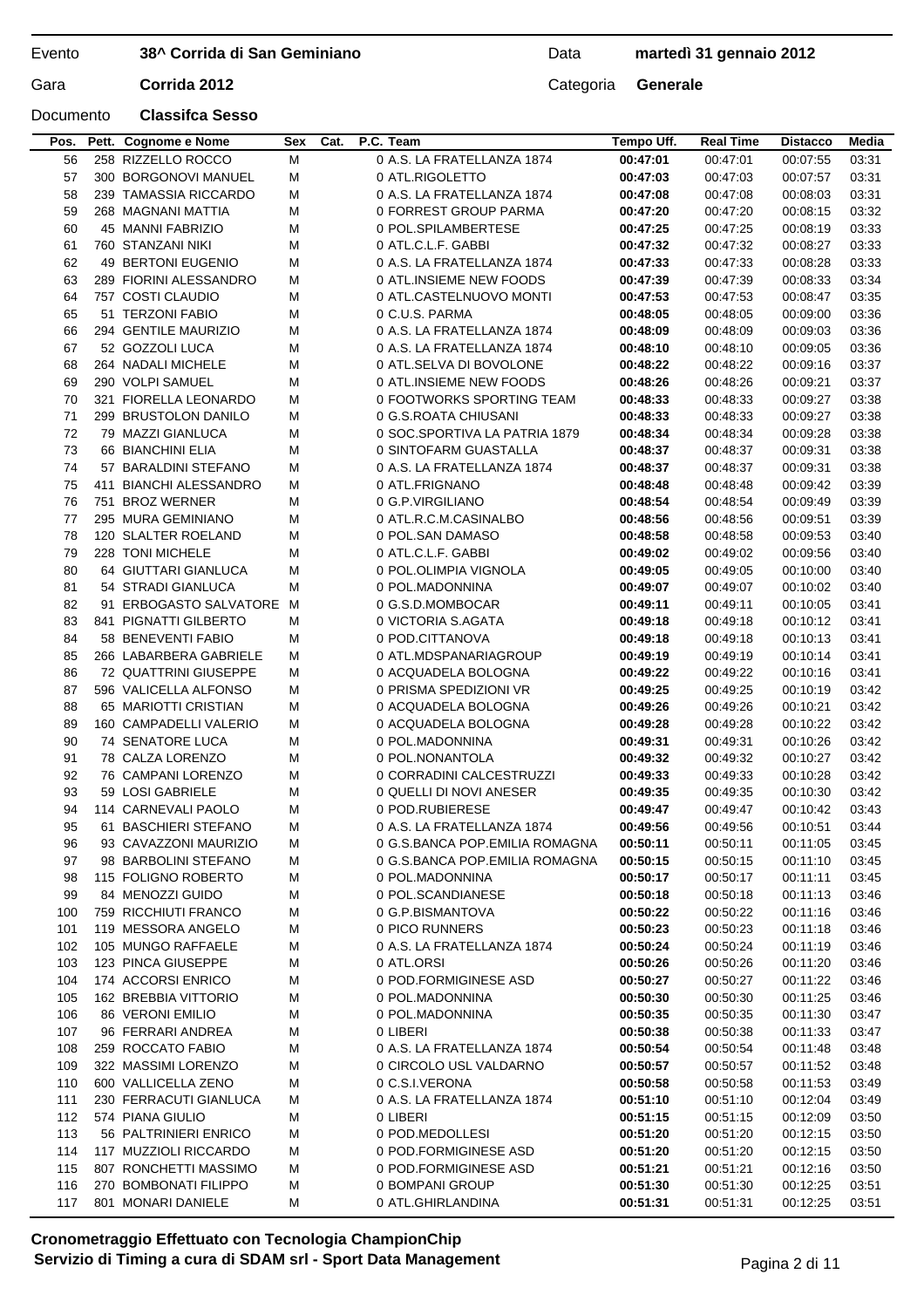| Evento | 38^ Corrida di San Geminiano | Data | martedì 31 gennaio 2012 |
|---|---|---|---|
| Gara | Corrida 2012 | Categoria | Generale |
| Documento | Classifca Sesso | | |

| Pos. | Pett. | Cognome e Nome | Sex | Cat. | P.C. | Team | Tempo Uff. | Real Time | Distacco | Media |
|---|---|---|---|---|---|---|---|---|---|---|
| 56 | 258 | RIZZELLO ROCCO | M | | 0 | A.S. LA FRATELLANZA 1874 | **00:47:01** | 00:47:01 | 00:07:55 | 03:31 |
| 57 | 300 | BORGONOVI MANUEL | M | | 0 | ATL.RIGOLETTO | **00:47:03** | 00:47:03 | 00:07:57 | 03:31 |
| 58 | 239 | TAMASSIA RICCARDO | M | | 0 | A.S. LA FRATELLANZA 1874 | **00:47:08** | 00:47:08 | 00:08:03 | 03:31 |
| 59 | 268 | MAGNANI MATTIA | M | | 0 | FORREST GROUP PARMA | **00:47:20** | 00:47:20 | 00:08:15 | 03:32 |
| 60 | 45 | MANNI FABRIZIO | M | | 0 | POL.SPILAMBERTESE | **00:47:25** | 00:47:25 | 00:08:19 | 03:33 |
| 61 | 760 | STANZANI NIKI | M | | 0 | ATL.C.L.F. GABBI | **00:47:32** | 00:47:32 | 00:08:27 | 03:33 |
| 62 | 49 | BERTONI EUGENIO | M | | 0 | A.S. LA FRATELLANZA 1874 | **00:47:33** | 00:47:33 | 00:08:28 | 03:33 |
| 63 | 289 | FIORINI ALESSANDRO | M | | 0 | ATL.INSIEME NEW FOODS | **00:47:39** | 00:47:39 | 00:08:33 | 03:34 |
| 64 | 757 | COSTI CLAUDIO | M | | 0 | ATL.CASTELNUOVO MONTI | **00:47:53** | 00:47:53 | 00:08:47 | 03:35 |
| 65 | 51 | TERZONI FABIO | M | | 0 | C.U.S. PARMA | **00:48:05** | 00:48:05 | 00:09:00 | 03:36 |
| 66 | 294 | GENTILE MAURIZIO | M | | 0 | A.S. LA FRATELLANZA 1874 | **00:48:09** | 00:48:09 | 00:09:03 | 03:36 |
| 67 | 52 | GOZZOLI LUCA | M | | 0 | A.S. LA FRATELLANZA 1874 | **00:48:10** | 00:48:10 | 00:09:05 | 03:36 |
| 68 | 264 | NADALI MICHELE | M | | 0 | ATL.SELVA DI BOVOLONE | **00:48:22** | 00:48:22 | 00:09:16 | 03:37 |
| 69 | 290 | VOLPI SAMUEL | M | | 0 | ATL.INSIEME NEW FOODS | **00:48:26** | 00:48:26 | 00:09:21 | 03:37 |
| 70 | 321 | FIORELLA LEONARDO | M | | 0 | FOOTWORKS SPORTING TEAM | **00:48:33** | 00:48:33 | 00:09:27 | 03:38 |
| 71 | 299 | BRUSTOLON DANILO | M | | 0 | G.S.ROATA CHIUSANI | **00:48:33** | 00:48:33 | 00:09:27 | 03:38 |
| 72 | 79 | MAZZI GIANLUCA | M | | 0 | SOC.SPORTIVA LA PATRIA 1879 | **00:48:34** | 00:48:34 | 00:09:28 | 03:38 |
| 73 | 66 | BIANCHINI ELIA | M | | 0 | SINTOFARM GUASTALLA | **00:48:37** | 00:48:37 | 00:09:31 | 03:38 |
| 74 | 57 | BARALDINI STEFANO | M | | 0 | A.S. LA FRATELLANZA 1874 | **00:48:37** | 00:48:37 | 00:09:31 | 03:38 |
| 75 | 411 | BIANCHI ALESSANDRO | M | | 0 | ATL.FRIGNANO | **00:48:48** | 00:48:48 | 00:09:42 | 03:39 |
| 76 | 751 | BROZ WERNER | M | | 0 | G.P.VIRGILIANO | **00:48:54** | 00:48:54 | 00:09:49 | 03:39 |
| 77 | 295 | MURA GEMINIANO | M | | 0 | ATL.R.C.M.CASINALBO | **00:48:56** | 00:48:56 | 00:09:51 | 03:39 |
| 78 | 120 | SLALTER ROELAND | M | | 0 | POL.SAN DAMASO | **00:48:58** | 00:48:58 | 00:09:53 | 03:40 |
| 79 | 228 | TONI MICHELE | M | | 0 | ATL.C.L.F. GABBI | **00:49:02** | 00:49:02 | 00:09:56 | 03:40 |
| 80 | 64 | GIUTTARI GIANLUCA | M | | 0 | POL.OLIMPIA VIGNOLA | **00:49:05** | 00:49:05 | 00:10:00 | 03:40 |
| 81 | 54 | STRADI GIANLUCA | M | | 0 | POL.MADONNINA | **00:49:07** | 00:49:07 | 00:10:02 | 03:40 |
| 82 | 91 | ERBOGASTO SALVATORE | M | | 0 | G.S.D.MOMBOCAR | **00:49:11** | 00:49:11 | 00:10:05 | 03:41 |
| 83 | 841 | PIGNATTI GILBERTO | M | | 0 | VICTORIA S.AGATA | **00:49:18** | 00:49:18 | 00:10:12 | 03:41 |
| 84 | 58 | BENEVENTI FABIO | M | | 0 | POD.CITTANOVA | **00:49:18** | 00:49:18 | 00:10:13 | 03:41 |
| 85 | 266 | LABARBERA GABRIELE | M | | 0 | ATL.MDSPANARIAGROUP | **00:49:19** | 00:49:19 | 00:10:14 | 03:41 |
| 86 | 72 | QUATTRINI GIUSEPPE | M | | 0 | ACQUADELA BOLOGNA | **00:49:22** | 00:49:22 | 00:10:16 | 03:41 |
| 87 | 596 | VALICELLA ALFONSO | M | | 0 | PRISMA SPEDIZIONI VR | **00:49:25** | 00:49:25 | 00:10:19 | 03:42 |
| 88 | 65 | MARIOTTI CRISTIAN | M | | 0 | ACQUADELA BOLOGNA | **00:49:26** | 00:49:26 | 00:10:21 | 03:42 |
| 89 | 160 | CAMPADELLI VALERIO | M | | 0 | ACQUADELA BOLOGNA | **00:49:28** | 00:49:28 | 00:10:22 | 03:42 |
| 90 | 74 | SENATORE LUCA | M | | 0 | POL.MADONNINA | **00:49:31** | 00:49:31 | 00:10:26 | 03:42 |
| 91 | 78 | CALZA LORENZO | M | | 0 | POL.NONANTOLA | **00:49:32** | 00:49:32 | 00:10:27 | 03:42 |
| 92 | 76 | CAMPANI LORENZO | M | | 0 | CORRADINI CALCESTRUZZI | **00:49:33** | 00:49:33 | 00:10:28 | 03:42 |
| 93 | 59 | LOSI GABRIELE | M | | 0 | QUELLI DI NOVI ANESER | **00:49:35** | 00:49:35 | 00:10:30 | 03:42 |
| 94 | 114 | CARNEVALI PAOLO | M | | 0 | POD.RUBIERESE | **00:49:47** | 00:49:47 | 00:10:42 | 03:43 |
| 95 | 61 | BASCHIERI STEFANO | M | | 0 | A.S. LA FRATELLANZA 1874 | **00:49:56** | 00:49:56 | 00:10:51 | 03:44 |
| 96 | 93 | CAVAZZONI MAURIZIO | M | | 0 | G.S.BANCA POP.EMILIA ROMAGNA | **00:50:11** | 00:50:11 | 00:11:05 | 03:45 |
| 97 | 98 | BARBOLINI STEFANO | M | | 0 | G.S.BANCA POP.EMILIA ROMAGNA | **00:50:15** | 00:50:15 | 00:11:10 | 03:45 |
| 98 | 115 | FOLIGNO ROBERTO | M | | 0 | POL.MADONNINA | **00:50:17** | 00:50:17 | 00:11:11 | 03:45 |
| 99 | 84 | MENOZZI GUIDO | M | | 0 | POL.SCANDIANESE | **00:50:18** | 00:50:18 | 00:11:13 | 03:46 |
| 100 | 759 | RICCHIUTI FRANCO | M | | 0 | G.P.BISMANTOVA | **00:50:22** | 00:50:22 | 00:11:16 | 03:46 |
| 101 | 119 | MESSORA ANGELO | M | | 0 | PICO RUNNERS | **00:50:23** | 00:50:23 | 00:11:18 | 03:46 |
| 102 | 105 | MUNGO RAFFAELE | M | | 0 | A.S. LA FRATELLANZA 1874 | **00:50:24** | 00:50:24 | 00:11:19 | 03:46 |
| 103 | 123 | PINCA GIUSEPPE | M | | 0 | ATL.ORSI | **00:50:26** | 00:50:26 | 00:11:20 | 03:46 |
| 104 | 174 | ACCORSI ENRICO | M | | 0 | POD.FORMIGINESE ASD | **00:50:27** | 00:50:27 | 00:11:22 | 03:46 |
| 105 | 162 | BREBBIA VITTORIO | M | | 0 | POL.MADONNINA | **00:50:30** | 00:50:30 | 00:11:25 | 03:46 |
| 106 | 86 | VERONI EMILIO | M | | 0 | POL.MADONNINA | **00:50:35** | 00:50:35 | 00:11:30 | 03:47 |
| 107 | 96 | FERRARI ANDREA | M | | 0 | LIBERI | **00:50:38** | 00:50:38 | 00:11:33 | 03:47 |
| 108 | 259 | ROCCATO FABIO | M | | 0 | A.S. LA FRATELLANZA 1874 | **00:50:54** | 00:50:54 | 00:11:48 | 03:48 |
| 109 | 322 | MASSIMI LORENZO | M | | 0 | CIRCOLO USL VALDARNO | **00:50:57** | 00:50:57 | 00:11:52 | 03:48 |
| 110 | 600 | VALLICELLA ZENO | M | | 0 | C.S.I.VERONA | **00:50:58** | 00:50:58 | 00:11:53 | 03:49 |
| 111 | 230 | FERRACUTI GIANLUCA | M | | 0 | A.S. LA FRATELLANZA 1874 | **00:51:10** | 00:51:10 | 00:12:04 | 03:49 |
| 112 | 574 | PIANA GIULIO | M | | 0 | LIBERI | **00:51:15** | 00:51:15 | 00:12:09 | 03:50 |
| 113 | 56 | PALTRINIERI ENRICO | M | | 0 | POD.MEDOLLESI | **00:51:20** | 00:51:20 | 00:12:15 | 03:50 |
| 114 | 117 | MUZZIOLI RICCARDO | M | | 0 | POD.FORMIGINESE ASD | **00:51:20** | 00:51:20 | 00:12:15 | 03:50 |
| 115 | 807 | RONCHETTI MASSIMO | M | | 0 | POD.FORMIGINESE ASD | **00:51:21** | 00:51:21 | 00:12:16 | 03:50 |
| 116 | 270 | BOMBONATI FILIPPO | M | | 0 | BOMPANI GROUP | **00:51:30** | 00:51:30 | 00:12:25 | 03:51 |
| 117 | 801 | MONARI DANIELE | M | | 0 | ATL.GHIRLANDINA | **00:51:31** | 00:51:31 | 00:12:25 | 03:51 |

**Cronometraggio Effettuato con Tecnologia ChampionChip**
**Servizio di Timing a cura di SDAM srl - Sport Data Management**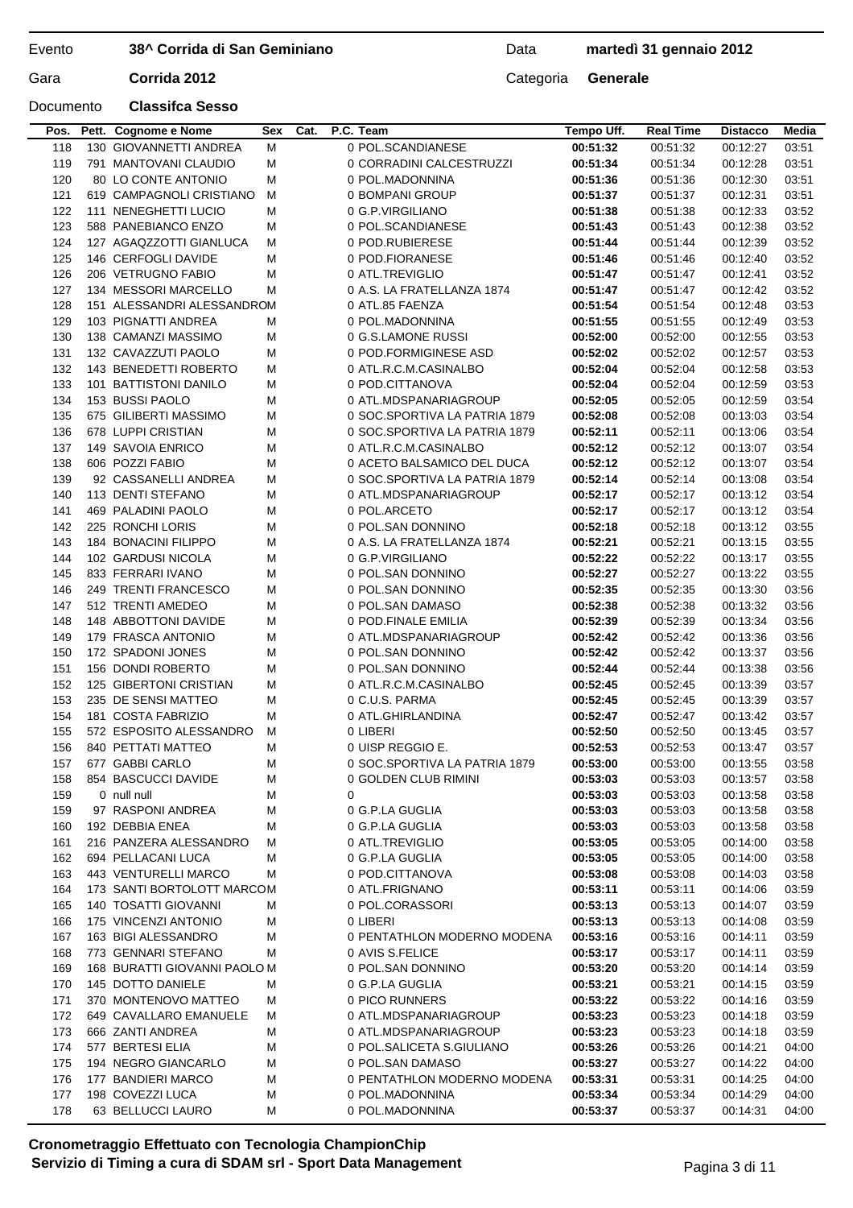Evento **38^ Corrida di San Geminiano** Data **martedì 31 gennaio 2012**

Gara **Corrida 2012** Categoria **Generale**

Documento **Classifca Sesso**

| Pos. | Pett. | Cognome e Nome | Sex | Cat. | P.C. | Team | Tempo Uff. | Real Time | Distacco | Media |
|---|---|---|---|---|---|---|---|---|---|---|
| 118 | 130 | GIOVANNETTI ANDREA | M | | 0 | POL.SCANDIANESE | **00:51:32** | 00:51:32 | 00:12:27 | 03:51 |
| 119 | 791 | MANTOVANI CLAUDIO | M | | 0 | CORRADINI CALCESTRUZZI | **00:51:34** | 00:51:34 | 00:12:28 | 03:51 |
| 120 | 80 | LO CONTE ANTONIO | M | | 0 | POL.MADONNINA | **00:51:36** | 00:51:36 | 00:12:30 | 03:51 |
| 121 | 619 | CAMPAGNOLI CRISTIANO | M | | 0 | BOMPANI GROUP | **00:51:37** | 00:51:37 | 00:12:31 | 03:51 |
| 122 | 111 | NENEGHETTI LUCIO | M | | 0 | G.P.VIRGILIANO | **00:51:38** | 00:51:38 | 00:12:33 | 03:52 |
| 123 | 588 | PANEBIANCO ENZO | M | | 0 | POL.SCANDIANESE | **00:51:43** | 00:51:43 | 00:12:38 | 03:52 |
| 124 | 127 | AGAQZZOTTI GIANLUCA | M | | 0 | POD.RUBIERESE | **00:51:44** | 00:51:44 | 00:12:39 | 03:52 |
| 125 | 146 | CERFOGLI DAVIDE | M | | 0 | POD.FIORANESE | **00:51:46** | 00:51:46 | 00:12:40 | 03:52 |
| 126 | 206 | VETRUGNO FABIO | M | | 0 | ATL.TREVIGLIO | **00:51:47** | 00:51:47 | 00:12:41 | 03:52 |
| 127 | 134 | MESSORI MARCELLO | M | | 0 | A.S. LA FRATELLANZA 1874 | **00:51:47** | 00:51:47 | 00:12:42 | 03:52 |
| 128 | 151 | ALESSANDRI ALESSANDRO | M | | 0 | ATL.85 FAENZA | **00:51:54** | 00:51:54 | 00:12:48 | 03:53 |
| 129 | 103 | PIGNATTI ANDREA | M | | 0 | POL.MADONNINA | **00:51:55** | 00:51:55 | 00:12:49 | 03:53 |
| 130 | 138 | CAMANZI MASSIMO | M | | 0 | G.S.LAMONE RUSSI | **00:52:00** | 00:52:00 | 00:12:55 | 03:53 |
| 131 | 132 | CAVAZZUTI PAOLO | M | | 0 | POD.FORMIGINESE ASD | **00:52:02** | 00:52:02 | 00:12:57 | 03:53 |
| 132 | 143 | BENEDETTI ROBERTO | M | | 0 | ATL.R.C.M.CASINALBO | **00:52:04** | 00:52:04 | 00:12:58 | 03:53 |
| 133 | 101 | BATTISTONI DANILO | M | | 0 | POD.CITTANOVA | **00:52:04** | 00:52:04 | 00:12:59 | 03:53 |
| 134 | 153 | BUSSI PAOLO | M | | 0 | ATL.MDSPANARIAGROUP | **00:52:05** | 00:52:05 | 00:12:59 | 03:54 |
| 135 | 675 | GILIBERTI MASSIMO | M | | 0 | SOC.SPORTIVA LA PATRIA 1879 | **00:52:08** | 00:52:08 | 00:13:03 | 03:54 |
| 136 | 678 | LUPPI CRISTIAN | M | | 0 | SOC.SPORTIVA LA PATRIA 1879 | **00:52:11** | 00:52:11 | 00:13:06 | 03:54 |
| 137 | 149 | SAVOIA ENRICO | M | | 0 | ATL.R.C.M.CASINALBO | **00:52:12** | 00:52:12 | 00:13:07 | 03:54 |
| 138 | 606 | POZZI FABIO | M | | 0 | ACETO BALSAMICO DEL DUCA | **00:52:12** | 00:52:12 | 00:13:07 | 03:54 |
| 139 | 92 | CASSANELLI ANDREA | M | | 0 | SOC.SPORTIVA LA PATRIA 1879 | **00:52:14** | 00:52:14 | 00:13:08 | 03:54 |
| 140 | 113 | DENTI STEFANO | M | | 0 | ATL.MDSPANARIAGROUP | **00:52:17** | 00:52:17 | 00:13:12 | 03:54 |
| 141 | 469 | PALADINI PAOLO | M | | 0 | POL.ARCETO | **00:52:17** | 00:52:17 | 00:13:12 | 03:54 |
| 142 | 225 | RONCHI LORIS | M | | 0 | POL.SAN DONNINO | **00:52:18** | 00:52:18 | 00:13:12 | 03:55 |
| 143 | 184 | BONACINI FILIPPO | M | | 0 | A.S. LA FRATELLANZA 1874 | **00:52:21** | 00:52:21 | 00:13:15 | 03:55 |
| 144 | 102 | GARDUSI NICOLA | M | | 0 | G.P.VIRGILIANO | **00:52:22** | 00:52:22 | 00:13:17 | 03:55 |
| 145 | 833 | FERRARI IVANO | M | | 0 | POL.SAN DONNINO | **00:52:27** | 00:52:27 | 00:13:22 | 03:55 |
| 146 | 249 | TRENTI FRANCESCO | M | | 0 | POL.SAN DONNINO | **00:52:35** | 00:52:35 | 00:13:30 | 03:56 |
| 147 | 512 | TRENTI AMEDEO | M | | 0 | POL.SAN DAMASO | **00:52:38** | 00:52:38 | 00:13:32 | 03:56 |
| 148 | 148 | ABBOTTONI DAVIDE | M | | 0 | POD.FINALE EMILIA | **00:52:39** | 00:52:39 | 00:13:34 | 03:56 |
| 149 | 179 | FRASCA ANTONIO | M | | 0 | ATL.MDSPANARIAGROUP | **00:52:42** | 00:52:42 | 00:13:36 | 03:56 |
| 150 | 172 | SPADONI JONES | M | | 0 | POL.SAN DONNINO | **00:52:42** | 00:52:42 | 00:13:37 | 03:56 |
| 151 | 156 | DONDI ROBERTO | M | | 0 | POL.SAN DONNINO | **00:52:44** | 00:52:44 | 00:13:38 | 03:56 |
| 152 | 125 | GIBERTONI CRISTIAN | M | | 0 | ATL.R.C.M.CASINALBO | **00:52:45** | 00:52:45 | 00:13:39 | 03:57 |
| 153 | 235 | DE SENSI MATTEO | M | | 0 | C.U.S. PARMA | **00:52:45** | 00:52:45 | 00:13:39 | 03:57 |
| 154 | 181 | COSTA FABRIZIO | M | | 0 | ATL.GHIRLANDINA | **00:52:47** | 00:52:47 | 00:13:42 | 03:57 |
| 155 | 572 | ESPOSITO ALESSANDRO | M | | 0 | LIBERI | **00:52:50** | 00:52:50 | 00:13:45 | 03:57 |
| 156 | 840 | PETTATI MATTEO | M | | 0 | UISP REGGIO E. | **00:52:53** | 00:52:53 | 00:13:47 | 03:57 |
| 157 | 677 | GABBI CARLO | M | | 0 | SOC.SPORTIVA LA PATRIA 1879 | **00:53:00** | 00:53:00 | 00:13:55 | 03:58 |
| 158 | 854 | BASCUCCI DAVIDE | M | | 0 | GOLDEN CLUB RIMINI | **00:53:03** | 00:53:03 | 00:13:57 | 03:58 |
| 159 | 0 | null null | M | | 0 | | **00:53:03** | 00:53:03 | 00:13:58 | 03:58 |
| 159 | 97 | RASPONI ANDREA | M | | 0 | G.P.LA GUGLIA | **00:53:03** | 00:53:03 | 00:13:58 | 03:58 |
| 160 | 192 | DEBBIA ENEA | M | | 0 | G.P.LA GUGLIA | **00:53:03** | 00:53:03 | 00:13:58 | 03:58 |
| 161 | 216 | PANZERA ALESSANDRO | M | | 0 | ATL.TREVIGLIO | **00:53:05** | 00:53:05 | 00:14:00 | 03:58 |
| 162 | 694 | PELLACANI LUCA | M | | 0 | G.P.LA GUGLIA | **00:53:05** | 00:53:05 | 00:14:00 | 03:58 |
| 163 | 443 | VENTURELLI MARCO | M | | 0 | POD.CITTANOVA | **00:53:08** | 00:53:08 | 00:14:03 | 03:58 |
| 164 | 173 | SANTI BORTOLOTT MARCO | M | | 0 | ATL.FRIGNANO | **00:53:11** | 00:53:11 | 00:14:06 | 03:59 |
| 165 | 140 | TOSATTI GIOVANNI | M | | 0 | POL.CORASSORI | **00:53:13** | 00:53:13 | 00:14:07 | 03:59 |
| 166 | 175 | VINCENZI ANTONIO | M | | 0 | LIBERI | **00:53:13** | 00:53:13 | 00:14:08 | 03:59 |
| 167 | 163 | BIGI ALESSANDRO | M | | 0 | PENTATHLON MODERNO MODENA | **00:53:16** | 00:53:16 | 00:14:11 | 03:59 |
| 168 | 773 | GENNARI STEFANO | M | | 0 | AVIS S.FELICE | **00:53:17** | 00:53:17 | 00:14:11 | 03:59 |
| 169 | 168 | BURATTI GIOVANNI PAOLO | M | | 0 | POL.SAN DONNINO | **00:53:20** | 00:53:20 | 00:14:14 | 03:59 |
| 170 | 145 | DOTTO DANIELE | M | | 0 | G.P.LA GUGLIA | **00:53:21** | 00:53:21 | 00:14:15 | 03:59 |
| 171 | 370 | MONTENOVO MATTEO | M | | 0 | PICO RUNNERS | **00:53:22** | 00:53:22 | 00:14:16 | 03:59 |
| 172 | 649 | CAVALLARO EMANUELE | M | | 0 | ATL.MDSPANARIAGROUP | **00:53:23** | 00:53:23 | 00:14:18 | 03:59 |
| 173 | 666 | ZANTI ANDREA | M | | 0 | ATL.MDSPANARIAGROUP | **00:53:23** | 00:53:23 | 00:14:18 | 03:59 |
| 174 | 577 | BERTESI ELIA | M | | 0 | POL.SALICETA S.GIULIANO | **00:53:26** | 00:53:26 | 00:14:21 | 04:00 |
| 175 | 194 | NEGRO GIANCARLO | M | | 0 | POL.SAN DAMASO | **00:53:27** | 00:53:27 | 00:14:22 | 04:00 |
| 176 | 177 | BANDIERI MARCO | M | | 0 | PENTATHLON MODERNO MODENA | **00:53:31** | 00:53:31 | 00:14:25 | 04:00 |
| 177 | 198 | COVEZZI LUCA | M | | 0 | POL.MADONNINA | **00:53:34** | 00:53:34 | 00:14:29 | 04:00 |
| 178 | 63 | BELLUCCI LAURO | M | | 0 | POL.MADONNINA | **00:53:37** | 00:53:37 | 00:14:31 | 04:00 |

**Cronometraggio Effettuato con Tecnologia ChampionChip**
**Servizio di Timing a cura di SDAM srl - Sport Data Management**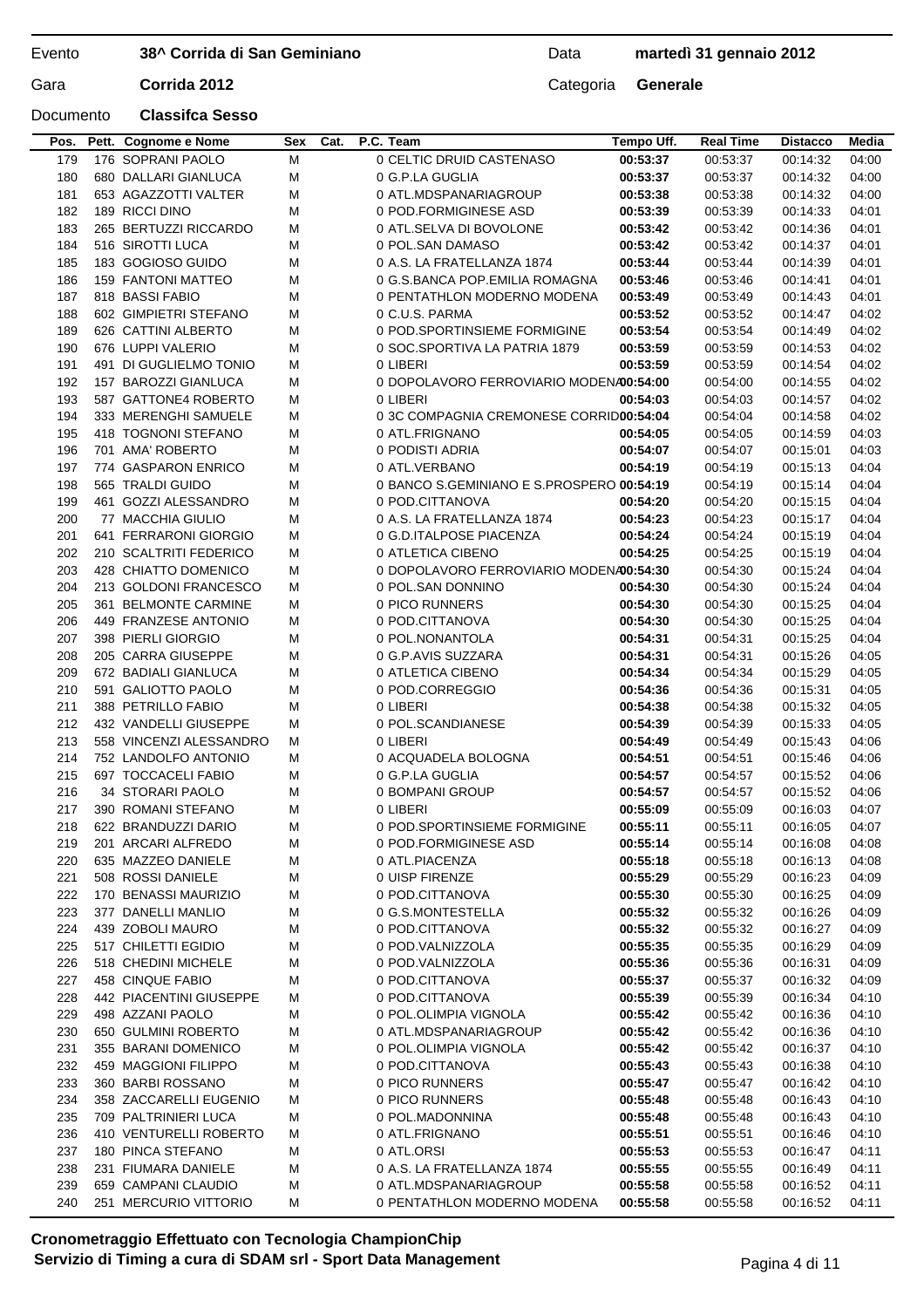Evento **38^ Corrida di San Geminiano** Data **martedì 31 gennaio 2012**

Gara **Corrida 2012** Categoria **Generale**

Documento **Classifca Sesso**

| Pos. | Pett. | Cognome e Nome | Sex | Cat. | P.C. | Team | Tempo Uff. | Real Time | Distacco | Media |
|---|---|---|---|---|---|---|---|---|---|---|
| 179 | 176 | SOPRANI PAOLO | M | | 0 | CELTIC DRUID CASTENASO | **00:53:37** | 00:53:37 | 00:14:32 | 04:00 |
| 180 | 680 | DALLARI GIANLUCA | M | | 0 | G.P.LA GUGLIA | **00:53:37** | 00:53:37 | 00:14:32 | 04:00 |
| 181 | 653 | AGAZZOTTI VALTER | M | | 0 | ATL.MDSPANARIAGROUP | **00:53:38** | 00:53:38 | 00:14:32 | 04:00 |
| 182 | 189 | RICCI DINO | M | | 0 | POD.FORMIGINESE ASD | **00:53:39** | 00:53:39 | 00:14:33 | 04:01 |
| 183 | 265 | BERTUZZI RICCARDO | M | | 0 | ATL.SELVA DI BOVOLONE | **00:53:42** | 00:53:42 | 00:14:36 | 04:01 |
| 184 | 516 | SIROTTI LUCA | M | | 0 | POL.SAN DAMASO | **00:53:42** | 00:53:42 | 00:14:37 | 04:01 |
| 185 | 183 | GOGIOSO GUIDO | M | | 0 | A.S. LA FRATELLANZA 1874 | **00:53:44** | 00:53:44 | 00:14:39 | 04:01 |
| 186 | 159 | FANTONI MATTEO | M | | 0 | G.S.BANCA POP.EMILIA ROMAGNA | **00:53:46** | 00:53:46 | 00:14:41 | 04:01 |
| 187 | 818 | BASSI FABIO | M | | 0 | PENTATHLON MODERNO MODENA | **00:53:49** | 00:53:49 | 00:14:43 | 04:01 |
| 188 | 602 | GIMPIETRI STEFANO | M | | 0 | C.U.S. PARMA | **00:53:52** | 00:53:52 | 00:14:47 | 04:02 |
| 189 | 626 | CATTINI ALBERTO | M | | 0 | POD.SPORTINSIEME FORMIGINE | **00:53:54** | 00:53:54 | 00:14:49 | 04:02 |
| 190 | 676 | LUPPI VALERIO | M | | 0 | SOC.SPORTIVA LA PATRIA 1879 | **00:53:59** | 00:53:59 | 00:14:53 | 04:02 |
| 191 | 491 | DI GUGLIELMO TONIO | M | | 0 | LIBERI | **00:53:59** | 00:53:59 | 00:14:54 | 04:02 |
| 192 | 157 | BAROZZI GIANLUCA | M | | 0 | DOPOLAVORO FERROVIARIO MODENA | **00:54:00** | 00:54:00 | 00:14:55 | 04:02 |
| 193 | 587 | GATTONE4 ROBERTO | M | | 0 | LIBERI | **00:54:03** | 00:54:03 | 00:14:57 | 04:02 |
| 194 | 333 | MERENGHI SAMUELE | M | | 0 | 3C COMPAGNIA CREMONESE CORRID | **00:54:04** | 00:54:04 | 00:14:58 | 04:02 |
| 195 | 418 | TOGNONI STEFANO | M | | 0 | ATL.FRIGNANO | **00:54:05** | 00:54:05 | 00:14:59 | 04:03 |
| 196 | 701 | AMA' ROBERTO | M | | 0 | PODISTI ADRIA | **00:54:07** | 00:54:07 | 00:15:01 | 04:03 |
| 197 | 774 | GASPARON ENRICO | M | | 0 | ATL.VERBANO | **00:54:19** | 00:54:19 | 00:15:13 | 04:04 |
| 198 | 565 | TRALDI GUIDO | M | | 0 | BANCO S.GEMINIANO E S.PROSPERO | **00:54:19** | 00:54:19 | 00:15:14 | 04:04 |
| 199 | 461 | GOZZI ALESSANDRO | M | | 0 | POD.CITTANOVA | **00:54:20** | 00:54:20 | 00:15:15 | 04:04 |
| 200 | 77 | MACCHIA GIULIO | M | | 0 | A.S. LA FRATELLANZA 1874 | **00:54:23** | 00:54:23 | 00:15:17 | 04:04 |
| 201 | 641 | FERRARONI GIORGIO | M | | 0 | G.D.ITALPOSE PIACENZA | **00:54:24** | 00:54:24 | 00:15:19 | 04:04 |
| 202 | 210 | SCALTRITI FEDERICO | M | | 0 | ATLETICA CIBENO | **00:54:25** | 00:54:25 | 00:15:19 | 04:04 |
| 203 | 428 | CHIATTO DOMENICO | M | | 0 | DOPOLAVORO FERROVIARIO MODENA | **00:54:30** | 00:54:30 | 00:15:24 | 04:04 |
| 204 | 213 | GOLDONI FRANCESCO | M | | 0 | POL.SAN DONNINO | **00:54:30** | 00:54:30 | 00:15:24 | 04:04 |
| 205 | 361 | BELMONTE CARMINE | M | | 0 | PICO RUNNERS | **00:54:30** | 00:54:30 | 00:15:25 | 04:04 |
| 206 | 449 | FRANZESE ANTONIO | M | | 0 | POD.CITTANOVA | **00:54:30** | 00:54:30 | 00:15:25 | 04:04 |
| 207 | 398 | PIERLI GIORGIO | M | | 0 | POL.NONANTOLA | **00:54:31** | 00:54:31 | 00:15:25 | 04:04 |
| 208 | 205 | CARRA GIUSEPPE | M | | 0 | G.P.AVIS SUZZARA | **00:54:31** | 00:54:31 | 00:15:26 | 04:05 |
| 209 | 672 | BADIALI GIANLUCA | M | | 0 | ATLETICA CIBENO | **00:54:34** | 00:54:34 | 00:15:29 | 04:05 |
| 210 | 591 | GALIOTTO PAOLO | M | | 0 | POD.CORREGGIO | **00:54:36** | 00:54:36 | 00:15:31 | 04:05 |
| 211 | 388 | PETRILLO FABIO | M | | 0 | LIBERI | **00:54:38** | 00:54:38 | 00:15:32 | 04:05 |
| 212 | 432 | VANDELLI GIUSEPPE | M | | 0 | POL.SCANDIANESE | **00:54:39** | 00:54:39 | 00:15:33 | 04:05 |
| 213 | 558 | VINCENZI ALESSANDRO | M | | 0 | LIBERI | **00:54:49** | 00:54:49 | 00:15:43 | 04:06 |
| 214 | 752 | LANDOLFO ANTONIO | M | | 0 | ACQUADELA BOLOGNA | **00:54:51** | 00:54:51 | 00:15:46 | 04:06 |
| 215 | 697 | TOCCACELI FABIO | M | | 0 | G.P.LA GUGLIA | **00:54:57** | 00:54:57 | 00:15:52 | 04:06 |
| 216 | 34 | STORARI PAOLO | M | | 0 | BOMPANI GROUP | **00:54:57** | 00:54:57 | 00:15:52 | 04:06 |
| 217 | 390 | ROMANI STEFANO | M | | 0 | LIBERI | **00:55:09** | 00:55:09 | 00:16:03 | 04:07 |
| 218 | 622 | BRANDUZZI DARIO | M | | 0 | POD.SPORTINSIEME FORMIGINE | **00:55:11** | 00:55:11 | 00:16:05 | 04:07 |
| 219 | 201 | ARCARI ALFREDO | M | | 0 | POD.FORMIGINESE ASD | **00:55:14** | 00:55:14 | 00:16:08 | 04:08 |
| 220 | 635 | MAZZEO DANIELE | M | | 0 | ATL.PIACENZA | **00:55:18** | 00:55:18 | 00:16:13 | 04:08 |
| 221 | 508 | ROSSI DANIELE | M | | 0 | UISP FIRENZE | **00:55:29** | 00:55:29 | 00:16:23 | 04:09 |
| 222 | 170 | BENASSI MAURIZIO | M | | 0 | POD.CITTANOVA | **00:55:30** | 00:55:30 | 00:16:25 | 04:09 |
| 223 | 377 | DANELLI MANLIO | M | | 0 | G.S.MONTESTELLA | **00:55:32** | 00:55:32 | 00:16:26 | 04:09 |
| 224 | 439 | ZOBOLI MAURO | M | | 0 | POD.CITTANOVA | **00:55:32** | 00:55:32 | 00:16:27 | 04:09 |
| 225 | 517 | CHILETTI EGIDIO | M | | 0 | POD.VALNIZZOLA | **00:55:35** | 00:55:35 | 00:16:29 | 04:09 |
| 226 | 518 | CHEDINI MICHELE | M | | 0 | POD.VALNIZZOLA | **00:55:36** | 00:55:36 | 00:16:31 | 04:09 |
| 227 | 458 | CINQUE FABIO | M | | 0 | POD.CITTANOVA | **00:55:37** | 00:55:37 | 00:16:32 | 04:09 |
| 228 | 442 | PIACENTINI GIUSEPPE | M | | 0 | POD.CITTANOVA | **00:55:39** | 00:55:39 | 00:16:34 | 04:10 |
| 229 | 498 | AZZANI PAOLO | M | | 0 | POL.OLIMPIA VIGNOLA | **00:55:42** | 00:55:42 | 00:16:36 | 04:10 |
| 230 | 650 | GULMINI ROBERTO | M | | 0 | ATL.MDSPANARIAGROUP | **00:55:42** | 00:55:42 | 00:16:36 | 04:10 |
| 231 | 355 | BARANI DOMENICO | M | | 0 | POL.OLIMPIA VIGNOLA | **00:55:42** | 00:55:42 | 00:16:37 | 04:10 |
| 232 | 459 | MAGGIONI FILIPPO | M | | 0 | POD.CITTANOVA | **00:55:43** | 00:55:43 | 00:16:38 | 04:10 |
| 233 | 360 | BARBI ROSSANO | M | | 0 | PICO RUNNERS | **00:55:47** | 00:55:47 | 00:16:42 | 04:10 |
| 234 | 358 | ZACCARELLI EUGENIO | M | | 0 | PICO RUNNERS | **00:55:48** | 00:55:48 | 00:16:43 | 04:10 |
| 235 | 709 | PALTRINIERI LUCA | M | | 0 | POL.MADONNINA | **00:55:48** | 00:55:48 | 00:16:43 | 04:10 |
| 236 | 410 | VENTURELLI ROBERTO | M | | 0 | ATL.FRIGNANO | **00:55:51** | 00:55:51 | 00:16:46 | 04:10 |
| 237 | 180 | PINCA STEFANO | M | | 0 | ATL.ORSI | **00:55:53** | 00:55:53 | 00:16:47 | 04:11 |
| 238 | 231 | FIUMARA DANIELE | M | | 0 | A.S. LA FRATELLANZA 1874 | **00:55:55** | 00:55:55 | 00:16:49 | 04:11 |
| 239 | 659 | CAMPANI CLAUDIO | M | | 0 | ATL.MDSPANARIAGROUP | **00:55:58** | 00:55:58 | 00:16:52 | 04:11 |
| 240 | 251 | MERCURIO VITTORIO | M | | 0 | PENTATHLON MODERNO MODENA | **00:55:58** | 00:55:58 | 00:16:52 | 04:11 |

**Cronometraggio Effettuato con Tecnologia ChampionChip**
**Servizio di Timing a cura di SDAM srl - Sport Data Management**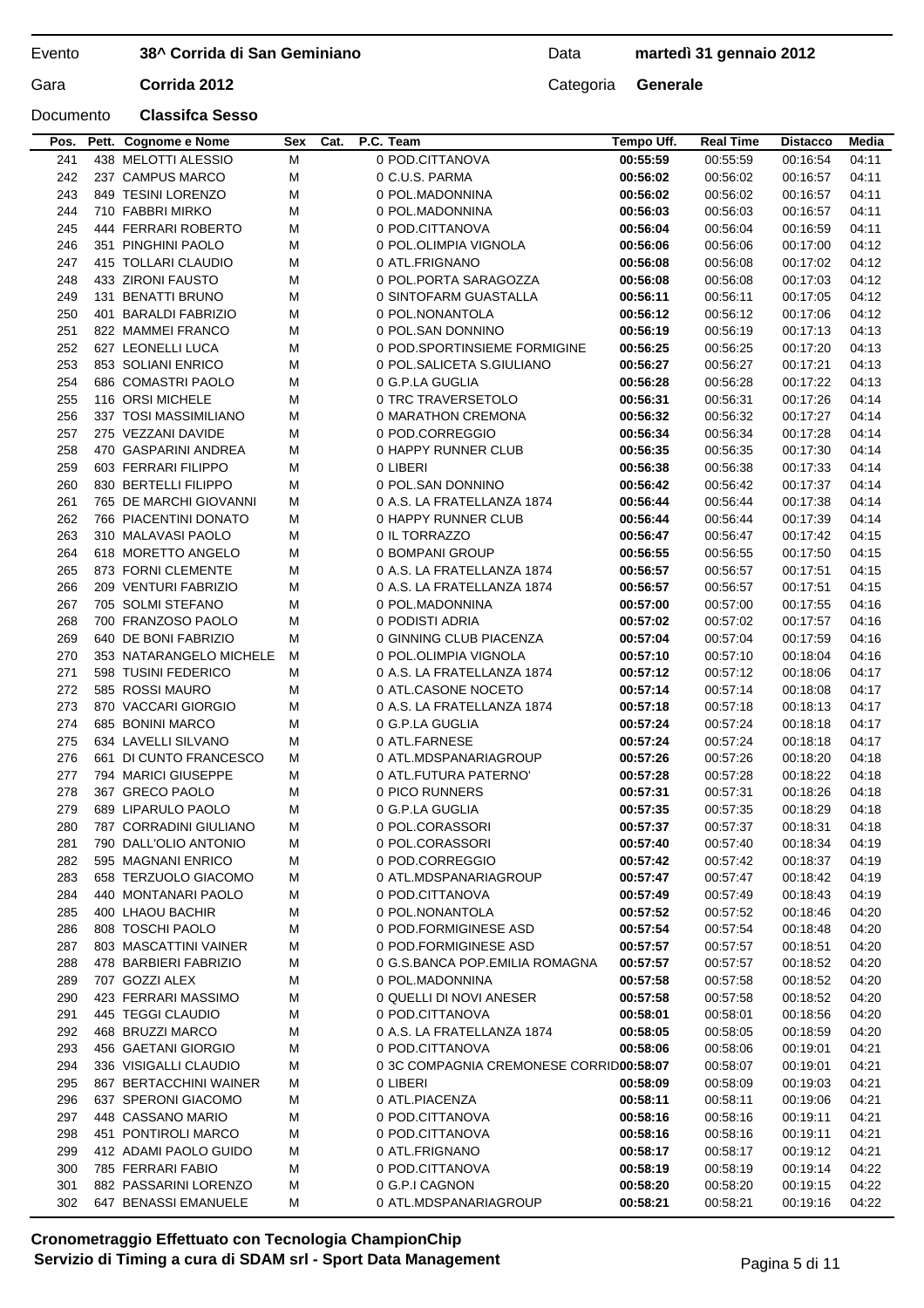| Evento | 38^ Corrida di San Geminiano | Data | martedì 31 gennaio 2012 |
|---|---|---|---|
| Gara | Corrida 2012 | Categoria | Generale |
| Documento | Classifca Sesso | | |

| Pos. | Pett. | Cognome e Nome | Sex | Cat. | P.C. | Team | Tempo Uff. | Real Time | Distacco | Media |
|---|---|---|---|---|---|---|---|---|---|---|
| 241 | 438 | MELOTTI ALESSIO | M | | 0 | POD.CITTANOVA | **00:55:59** | 00:55:59 | 00:16:54 | 04:11 |
| 242 | 237 | CAMPUS MARCO | M | | 0 | C.U.S. PARMA | **00:56:02** | 00:56:02 | 00:16:57 | 04:11 |
| 243 | 849 | TESINI LORENZO | M | | 0 | POL.MADONNINA | **00:56:02** | 00:56:02 | 00:16:57 | 04:11 |
| 244 | 710 | FABBRI MIRKO | M | | 0 | POL.MADONNINA | **00:56:03** | 00:56:03 | 00:16:57 | 04:11 |
| 245 | 444 | FERRARI ROBERTO | M | | 0 | POD.CITTANOVA | **00:56:04** | 00:56:04 | 00:16:59 | 04:11 |
| 246 | 351 | PINGHINI PAOLO | M | | 0 | POL.OLIMPIA VIGNOLA | **00:56:06** | 00:56:06 | 00:17:00 | 04:12 |
| 247 | 415 | TOLLARI CLAUDIO | M | | 0 | ATL.FRIGNANO | **00:56:08** | 00:56:08 | 00:17:02 | 04:12 |
| 248 | 433 | ZIRONI FAUSTO | M | | 0 | POL.PORTA SARAGOZZA | **00:56:08** | 00:56:08 | 00:17:03 | 04:12 |
| 249 | 131 | BENATTI BRUNO | M | | 0 | SINTOFARM GUASTALLA | **00:56:11** | 00:56:11 | 00:17:05 | 04:12 |
| 250 | 401 | BARALDI FABRIZIO | M | | 0 | POL.NONANTOLA | **00:56:12** | 00:56:12 | 00:17:06 | 04:12 |
| 251 | 822 | MAMMEI FRANCO | M | | 0 | POL.SAN DONNINO | **00:56:19** | 00:56:19 | 00:17:13 | 04:13 |
| 252 | 627 | LEONELLI LUCA | M | | 0 | POD.SPORTINSIEME FORMIGINE | **00:56:25** | 00:56:25 | 00:17:20 | 04:13 |
| 253 | 853 | SOLIANI ENRICO | M | | 0 | POL.SALICETA S.GIULIANO | **00:56:27** | 00:56:27 | 00:17:21 | 04:13 |
| 254 | 686 | COMASTRI PAOLO | M | | 0 | G.P.LA GUGLIA | **00:56:28** | 00:56:28 | 00:17:22 | 04:13 |
| 255 | 116 | ORSI MICHELE | M | | 0 | TRC TRAVERSETOLO | **00:56:31** | 00:56:31 | 00:17:26 | 04:14 |
| 256 | 337 | TOSI MASSIMILIANO | M | | 0 | MARATHON CREMONA | **00:56:32** | 00:56:32 | 00:17:27 | 04:14 |
| 257 | 275 | VEZZANI DAVIDE | M | | 0 | POD.CORREGGIO | **00:56:34** | 00:56:34 | 00:17:28 | 04:14 |
| 258 | 470 | GASPARINI ANDREA | M | | 0 | HAPPY RUNNER CLUB | **00:56:35** | 00:56:35 | 00:17:30 | 04:14 |
| 259 | 603 | FERRARI FILIPPO | M | | 0 | LIBERI | **00:56:38** | 00:56:38 | 00:17:33 | 04:14 |
| 260 | 830 | BERTELLI FILIPPO | M | | 0 | POL.SAN DONNINO | **00:56:42** | 00:56:42 | 00:17:37 | 04:14 |
| 261 | 765 | DE MARCHI GIOVANNI | M | | 0 | A.S. LA FRATELLANZA 1874 | **00:56:44** | 00:56:44 | 00:17:38 | 04:14 |
| 262 | 766 | PIACENTINI DONATO | M | | 0 | HAPPY RUNNER CLUB | **00:56:44** | 00:56:44 | 00:17:39 | 04:14 |
| 263 | 310 | MALAVASI PAOLO | M | | 0 | IL TORRAZZO | **00:56:47** | 00:56:47 | 00:17:42 | 04:15 |
| 264 | 618 | MORETTO ANGELO | M | | 0 | BOMPANI GROUP | **00:56:55** | 00:56:55 | 00:17:50 | 04:15 |
| 265 | 873 | FORNI CLEMENTE | M | | 0 | A.S. LA FRATELLANZA 1874 | **00:56:57** | 00:56:57 | 00:17:51 | 04:15 |
| 266 | 209 | VENTURI FABRIZIO | M | | 0 | A.S. LA FRATELLANZA 1874 | **00:56:57** | 00:56:57 | 00:17:51 | 04:15 |
| 267 | 705 | SOLMI STEFANO | M | | 0 | POL.MADONNINA | **00:57:00** | 00:57:00 | 00:17:55 | 04:16 |
| 268 | 700 | FRANZOSO PAOLO | M | | 0 | PODISTI ADRIA | **00:57:02** | 00:57:02 | 00:17:57 | 04:16 |
| 269 | 640 | DE BONI FABRIZIO | M | | 0 | GINNING CLUB PIACENZA | **00:57:04** | 00:57:04 | 00:17:59 | 04:16 |
| 270 | 353 | NATARANGELO MICHELE | M | | 0 | POL.OLIMPIA VIGNOLA | **00:57:10** | 00:57:10 | 00:18:04 | 04:16 |
| 271 | 598 | TUSINI FEDERICO | M | | 0 | A.S. LA FRATELLANZA 1874 | **00:57:12** | 00:57:12 | 00:18:06 | 04:17 |
| 272 | 585 | ROSSI MAURO | M | | 0 | ATL.CASONE NOCETO | **00:57:14** | 00:57:14 | 00:18:08 | 04:17 |
| 273 | 870 | VACCARI GIORGIO | M | | 0 | A.S. LA FRATELLANZA 1874 | **00:57:18** | 00:57:18 | 00:18:13 | 04:17 |
| 274 | 685 | BONINI MARCO | M | | 0 | G.P.LA GUGLIA | **00:57:24** | 00:57:24 | 00:18:18 | 04:17 |
| 275 | 634 | LAVELLI SILVANO | M | | 0 | ATL.FARNESE | **00:57:24** | 00:57:24 | 00:18:18 | 04:17 |
| 276 | 661 | DI CUNTO FRANCESCO | M | | 0 | ATL.MDSPANARIAGROUP | **00:57:26** | 00:57:26 | 00:18:20 | 04:18 |
| 277 | 794 | MARICI GIUSEPPE | M | | 0 | ATL.FUTURA PATERNO' | **00:57:28** | 00:57:28 | 00:18:22 | 04:18 |
| 278 | 367 | GRECO PAOLO | M | | 0 | PICO RUNNERS | **00:57:31** | 00:57:31 | 00:18:26 | 04:18 |
| 279 | 689 | LIPARULO PAOLO | M | | 0 | G.P.LA GUGLIA | **00:57:35** | 00:57:35 | 00:18:29 | 04:18 |
| 280 | 787 | CORRADINI GIULIANO | M | | 0 | POL.CORASSORI | **00:57:37** | 00:57:37 | 00:18:31 | 04:18 |
| 281 | 790 | DALL'OLIO ANTONIO | M | | 0 | POL.CORASSORI | **00:57:40** | 00:57:40 | 00:18:34 | 04:19 |
| 282 | 595 | MAGNANI ENRICO | M | | 0 | POD.CORREGGIO | **00:57:42** | 00:57:42 | 00:18:37 | 04:19 |
| 283 | 658 | TERZUOLO GIACOMO | M | | 0 | ATL.MDSPANARIAGROUP | **00:57:47** | 00:57:47 | 00:18:42 | 04:19 |
| 284 | 440 | MONTANARI PAOLO | M | | 0 | POD.CITTANOVA | **00:57:49** | 00:57:49 | 00:18:43 | 04:19 |
| 285 | 400 | LHAOU BACHIR | M | | 0 | POL.NONANTOLA | **00:57:52** | 00:57:52 | 00:18:46 | 04:20 |
| 286 | 808 | TOSCHI PAOLO | M | | 0 | POD.FORMIGINESE ASD | **00:57:54** | 00:57:54 | 00:18:48 | 04:20 |
| 287 | 803 | MASCATTINI VAINER | M | | 0 | POD.FORMIGINESE ASD | **00:57:57** | 00:57:57 | 00:18:51 | 04:20 |
| 288 | 478 | BARBIERI FABRIZIO | M | | 0 | G.S.BANCA POP.EMILIA ROMAGNA | **00:57:57** | 00:57:57 | 00:18:52 | 04:20 |
| 289 | 707 | GOZZI ALEX | M | | 0 | POL.MADONNINA | **00:57:58** | 00:57:58 | 00:18:52 | 04:20 |
| 290 | 423 | FERRARI MASSIMO | M | | 0 | QUELLI DI NOVI ANESER | **00:57:58** | 00:57:58 | 00:18:52 | 04:20 |
| 291 | 445 | TEGGI CLAUDIO | M | | 0 | POD.CITTANOVA | **00:58:01** | 00:58:01 | 00:18:56 | 04:20 |
| 292 | 468 | BRUZZI MARCO | M | | 0 | A.S. LA FRATELLANZA 1874 | **00:58:05** | 00:58:05 | 00:18:59 | 04:20 |
| 293 | 456 | GAETANI GIORGIO | M | | 0 | POD.CITTANOVA | **00:58:06** | 00:58:06 | 00:19:01 | 04:21 |
| 294 | 336 | VISIGALLI CLAUDIO | M | | 0 | 3C COMPAGNIA CREMONESE CORRID | **00:58:07** | 00:58:07 | 00:19:01 | 04:21 |
| 295 | 867 | BERTACCHINI WAINER | M | | 0 | LIBERI | **00:58:09** | 00:58:09 | 00:19:03 | 04:21 |
| 296 | 637 | SPERONI GIACOMO | M | | 0 | ATL.PIACENZA | **00:58:11** | 00:58:11 | 00:19:06 | 04:21 |
| 297 | 448 | CASSANO MARIO | M | | 0 | POD.CITTANOVA | **00:58:16** | 00:58:16 | 00:19:11 | 04:21 |
| 298 | 451 | PONTIROLI MARCO | M | | 0 | POD.CITTANOVA | **00:58:16** | 00:58:16 | 00:19:11 | 04:21 |
| 299 | 412 | ADAMI PAOLO GUIDO | M | | 0 | ATL.FRIGNANO | **00:58:17** | 00:58:17 | 00:19:12 | 04:21 |
| 300 | 785 | FERRARI FABIO | M | | 0 | POD.CITTANOVA | **00:58:19** | 00:58:19 | 00:19:14 | 04:22 |
| 301 | 882 | PASSARINI LORENZO | M | | 0 | G.P.I CAGNON | **00:58:20** | 00:58:20 | 00:19:15 | 04:22 |
| 302 | 647 | BENASSI EMANUELE | M | | 0 | ATL.MDSPANARIAGROUP | **00:58:21** | 00:58:21 | 00:19:16 | 04:22 |

**Cronometraggio Effettuato con Tecnologia ChampionChip**
**Servizio di Timing a cura di SDAM srl - Sport Data Management**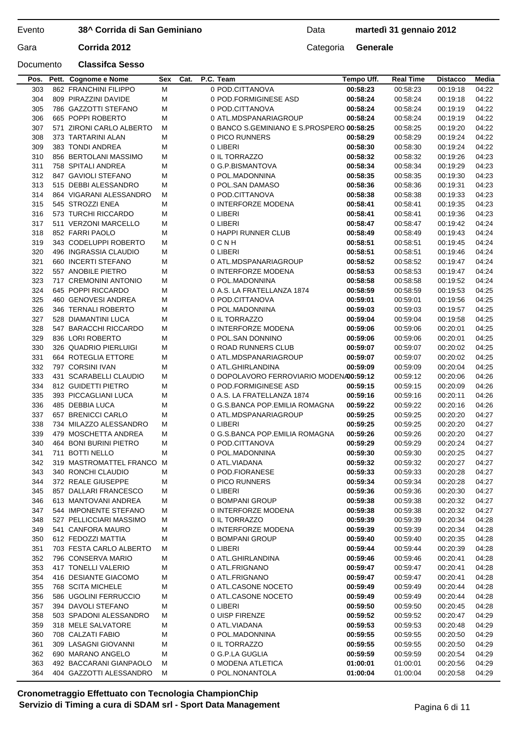| | | | |
|---|---|---|---|
| Evento | **38^ Corrida di San Geminiano** | Data | **martedì 31 gennaio 2012** |
| Gara | **Corrida 2012** | Categoria | **Generale** |
| Documento | **Classifca Sesso** | | |

| Pos. | Pett. | Cognome e Nome | Sex | Cat. | P.C. | Team | Tempo Uff. | Real Time | Distacco | Media |
|---|---|---|---|---|---|---|---|---|---|---|
| 303 | 862 | FRANCHINI FILIPPO | M | | 0 | POD.CITTANOVA | **00:58:23** | 00:58:23 | 00:19:18 | 04:22 |
| 304 | 809 | PIRAZZINI DAVIDE | M | | 0 | POD.FORMIGINESE ASD | **00:58:24** | 00:58:24 | 00:19:18 | 04:22 |
| 305 | 786 | GAZZOTTI STEFANO | M | | 0 | POD.CITTANOVA | **00:58:24** | 00:58:24 | 00:19:19 | 04:22 |
| 306 | 665 | POPPI ROBERTO | M | | 0 | ATL.MDSPANARIAGROUP | **00:58:24** | 00:58:24 | 00:19:19 | 04:22 |
| 307 | 571 | ZIRONI CARLO ALBERTO | M | | 0 | BANCO S.GEMINIANO E S.PROSPERO | **00:58:25** | 00:58:25 | 00:19:20 | 04:22 |
| 308 | 373 | TARTARINI ALAN | M | | 0 | PICO RUNNERS | **00:58:29** | 00:58:29 | 00:19:24 | 04:22 |
| 309 | 383 | TONDI ANDREA | M | | 0 | LIBERI | **00:58:30** | 00:58:30 | 00:19:24 | 04:22 |
| 310 | 856 | BERTOLANI MASSIMO | M | | 0 | IL TORRAZZO | **00:58:32** | 00:58:32 | 00:19:26 | 04:23 |
| 311 | 758 | SPITALI ANDREA | M | | 0 | G.P.BISMANTOVA | **00:58:34** | 00:58:34 | 00:19:29 | 04:23 |
| 312 | 847 | GAVIOLI STEFANO | M | | 0 | POL.MADONNINA | **00:58:35** | 00:58:35 | 00:19:30 | 04:23 |
| 313 | 515 | DEBBI ALESSANDRO | M | | 0 | POL.SAN DAMASO | **00:58:36** | 00:58:36 | 00:19:31 | 04:23 |
| 314 | 864 | VIGARANI ALESSANDRO | M | | 0 | POD.CITTANOVA | **00:58:38** | 00:58:38 | 00:19:33 | 04:23 |
| 315 | 545 | STROZZI ENEA | M | | 0 | INTERFORZE MODENA | **00:58:41** | 00:58:41 | 00:19:35 | 04:23 |
| 316 | 573 | TURCHI RICCARDO | M | | 0 | LIBERI | **00:58:41** | 00:58:41 | 00:19:36 | 04:23 |
| 317 | 511 | VERZONI MARCELLO | M | | 0 | LIBERI | **00:58:47** | 00:58:47 | 00:19:42 | 04:24 |
| 318 | 852 | FARRI PAOLO | M | | 0 | HAPPI RUNNER CLUB | **00:58:49** | 00:58:49 | 00:19:43 | 04:24 |
| 319 | 343 | CODELUPPI ROBERTO | M | | 0 | C N H | **00:58:51** | 00:58:51 | 00:19:45 | 04:24 |
| 320 | 496 | INGRASSIA CLAUDIO | M | | 0 | LIBERI | **00:58:51** | 00:58:51 | 00:19:46 | 04:24 |
| 321 | 660 | INCERTI STEFANO | M | | 0 | ATL.MDSPANARIAGROUP | **00:58:52** | 00:58:52 | 00:19:47 | 04:24 |
| 322 | 557 | ANOBILE PIETRO | M | | 0 | INTERFORZE MODENA | **00:58:53** | 00:58:53 | 00:19:47 | 04:24 |
| 323 | 717 | CREMONINI ANTONIO | M | | 0 | POL.MADONNINA | **00:58:58** | 00:58:58 | 00:19:52 | 04:24 |
| 324 | 645 | POPPI RICCARDO | M | | 0 | A.S. LA FRATELLANZA 1874 | **00:58:59** | 00:58:59 | 00:19:53 | 04:25 |
| 325 | 460 | GENOVESI ANDREA | M | | 0 | POD.CITTANOVA | **00:59:01** | 00:59:01 | 00:19:56 | 04:25 |
| 326 | 346 | TERNALI ROBERTO | M | | 0 | POL.MADONNINA | **00:59:03** | 00:59:03 | 00:19:57 | 04:25 |
| 327 | 528 | DIAMANTINI LUCA | M | | 0 | IL TORRAZZO | **00:59:04** | 00:59:04 | 00:19:58 | 04:25 |
| 328 | 547 | BARACCHI RICCARDO | M | | 0 | INTERFORZE MODENA | **00:59:06** | 00:59:06 | 00:20:01 | 04:25 |
| 329 | 836 | LORI ROBERTO | M | | 0 | POL.SAN DONNINO | **00:59:06** | 00:59:06 | 00:20:01 | 04:25 |
| 330 | 326 | QUADRIO PIERLUIGI | M | | 0 | ROAD RUNNERS CLUB | **00:59:07** | 00:59:07 | 00:20:02 | 04:25 |
| 331 | 664 | ROTEGLIA ETTORE | M | | 0 | ATL.MDSPANARIAGROUP | **00:59:07** | 00:59:07 | 00:20:02 | 04:25 |
| 332 | 797 | CORSINI IVAN | M | | 0 | ATL.GHIRLANDINA | **00:59:09** | 00:59:09 | 00:20:04 | 04:25 |
| 333 | 431 | SCARABELLI CLAUDIO | M | | 0 | DOPOLAVORO FERROVIARIO MODENA | **00:59:12** | 00:59:12 | 00:20:06 | 04:26 |
| 334 | 812 | GUIDETTI PIETRO | M | | 0 | POD.FORMIGINESE ASD | **00:59:15** | 00:59:15 | 00:20:09 | 04:26 |
| 335 | 393 | PICCAGLIANI LUCA | M | | 0 | A.S. LA FRATELLANZA 1874 | **00:59:16** | 00:59:16 | 00:20:11 | 04:26 |
| 336 | 485 | DEBBIA LUCA | M | | 0 | G.S.BANCA POP.EMILIA ROMAGNA | **00:59:22** | 00:59:22 | 00:20:16 | 04:26 |
| 337 | 657 | BRENICCI CARLO | M | | 0 | ATL.MDSPANARIAGROUP | **00:59:25** | 00:59:25 | 00:20:20 | 04:27 |
| 338 | 734 | MILAZZO ALESSANDRO | M | | 0 | LIBERI | **00:59:25** | 00:59:25 | 00:20:20 | 04:27 |
| 339 | 479 | MOSCHETTA ANDREA | M | | 0 | G.S.BANCA POP.EMILIA ROMAGNA | **00:59:26** | 00:59:26 | 00:20:20 | 04:27 |
| 340 | 464 | BONI BURINI PIETRO | M | | 0 | POD.CITTANOVA | **00:59:29** | 00:59:29 | 00:20:24 | 04:27 |
| 341 | 711 | BOTTI NELLO | M | | 0 | POL.MADONNINA | **00:59:30** | 00:59:30 | 00:20:25 | 04:27 |
| 342 | 319 | MASTROMATTEL FRANCO | M | | 0 | ATL.VIADANA | **00:59:32** | 00:59:32 | 00:20:27 | 04:27 |
| 343 | 340 | RONCHI CLAUDIO | M | | 0 | POD.FIORANESE | **00:59:33** | 00:59:33 | 00:20:28 | 04:27 |
| 344 | 372 | REALE GIUSEPPE | M | | 0 | PICO RUNNERS | **00:59:34** | 00:59:34 | 00:20:28 | 04:27 |
| 345 | 857 | DALLARI FRANCESCO | M | | 0 | LIBERI | **00:59:36** | 00:59:36 | 00:20:30 | 04:27 |
| 346 | 613 | MANTOVANI ANDREA | M | | 0 | BOMPANI GROUP | **00:59:38** | 00:59:38 | 00:20:32 | 04:27 |
| 347 | 544 | IMPONENTE STEFANO | M | | 0 | INTERFORZE MODENA | **00:59:38** | 00:59:38 | 00:20:32 | 04:27 |
| 348 | 527 | PELLICCIARI MASSIMO | M | | 0 | IL TORRAZZO | **00:59:39** | 00:59:39 | 00:20:34 | 04:28 |
| 349 | 541 | CANFORA MAURO | M | | 0 | INTERFORZE MODENA | **00:59:39** | 00:59:39 | 00:20:34 | 04:28 |
| 350 | 612 | FEDOZZI MATTIA | M | | 0 | BOMPANI GROUP | **00:59:40** | 00:59:40 | 00:20:35 | 04:28 |
| 351 | 703 | FESTA CARLO ALBERTO | M | | 0 | LIBERI | **00:59:44** | 00:59:44 | 00:20:39 | 04:28 |
| 352 | 796 | CONSERVA MARIO | M | | 0 | ATL.GHIRLANDINA | **00:59:46** | 00:59:46 | 00:20:41 | 04:28 |
| 353 | 417 | TONELLI VALERIO | M | | 0 | ATL.FRIGNANO | **00:59:47** | 00:59:47 | 00:20:41 | 04:28 |
| 354 | 416 | DESIANTE GIACOMO | M | | 0 | ATL.FRIGNANO | **00:59:47** | 00:59:47 | 00:20:41 | 04:28 |
| 355 | 768 | SCITA MICHELE | M | | 0 | ATL.CASONE NOCETO | **00:59:49** | 00:59:49 | 00:20:44 | 04:28 |
| 356 | 586 | UGOLINI FERRUCCIO | M | | 0 | ATL.CASONE NOCETO | **00:59:49** | 00:59:49 | 00:20:44 | 04:28 |
| 357 | 394 | DAVOLI STEFANO | M | | 0 | LIBERI | **00:59:50** | 00:59:50 | 00:20:45 | 04:28 |
| 358 | 503 | SPADONI ALESSANDRO | M | | 0 | UISP FIRENZE | **00:59:52** | 00:59:52 | 00:20:47 | 04:29 |
| 359 | 318 | MELE SALVATORE | M | | 0 | ATL.VIADANA | **00:59:53** | 00:59:53 | 00:20:48 | 04:29 |
| 360 | 708 | CALZATI FABIO | M | | 0 | POL.MADONNINA | **00:59:55** | 00:59:55 | 00:20:50 | 04:29 |
| 361 | 309 | LASAGNI GIOVANNI | M | | 0 | IL TORRAZZO | **00:59:55** | 00:59:55 | 00:20:50 | 04:29 |
| 362 | 690 | MARANO ANGELO | M | | 0 | G.P.LA GUGLIA | **00:59:59** | 00:59:59 | 00:20:54 | 04:29 |
| 363 | 492 | BACCARANI GIANPAOLO | M | | 0 | MODENA ATLETICA | **01:00:01** | 01:00:01 | 00:20:56 | 04:29 |
| 364 | 404 | GAZZOTTI ALESSANDRO | M | | 0 | POL.NONANTOLA | **01:00:04** | 01:00:04 | 00:20:58 | 04:29 |

**Cronometraggio Effettuato con Tecnologia ChampionChip**
**Servizio di Timing a cura di SDAM srl - Sport Data Management**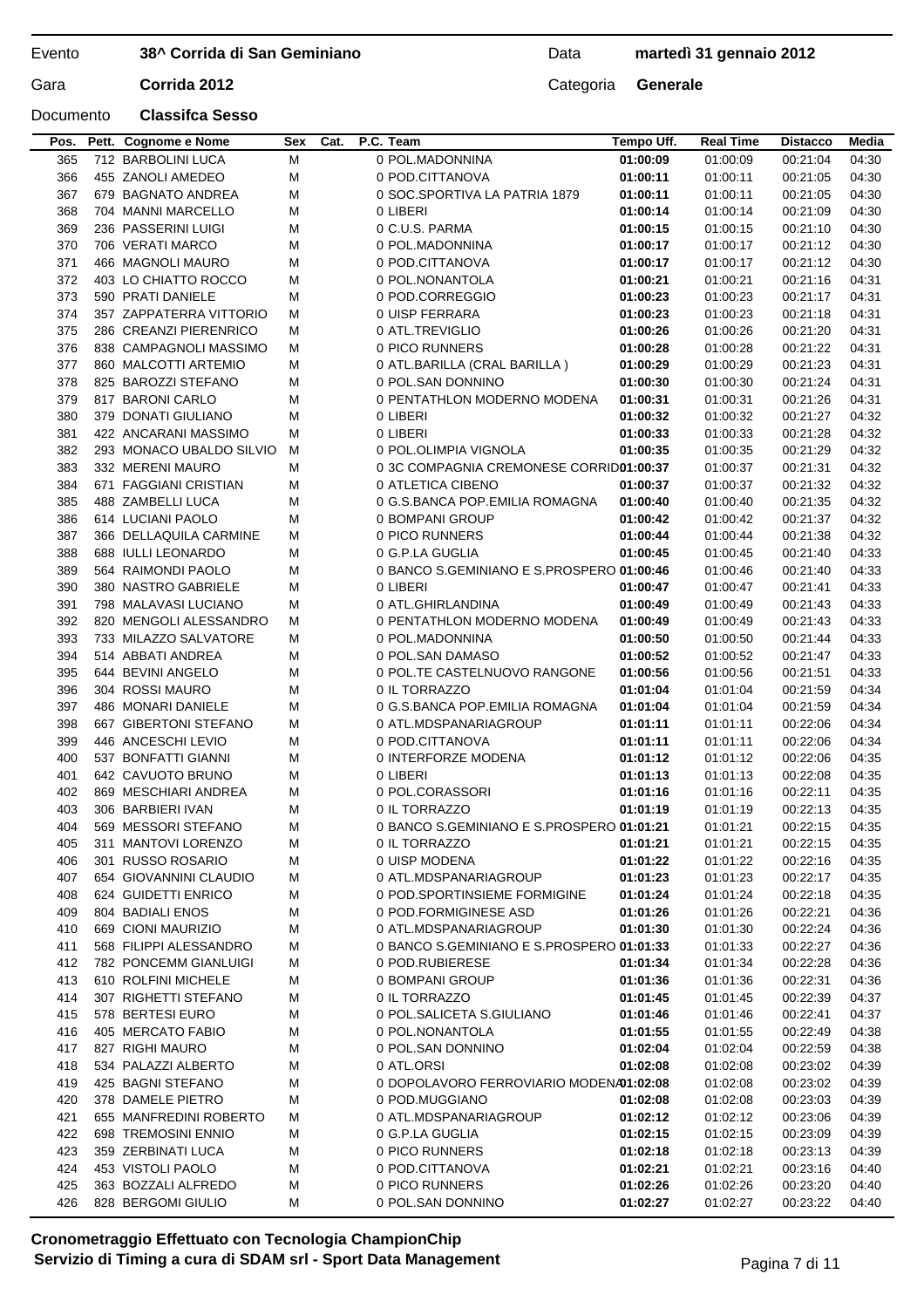| | | | | |
|---|---|---|---|---|
| Evento | **38^ Corrida di San Geminiano** | | Data | **martedì 31 gennaio 2012** |
| Gara | **Corrida 2012** | | Categoria | **Generale** |
| Documento | **Classifca Sesso** | | | |

| Pos. | Pett. | Cognome e Nome | Sex | Cat. | P.C. | Team | Tempo Uff. | Real Time | Distacco | Media |
|---|---|---|---|---|---|---|---|---|---|---|
| 365 | 712 | BARBOLINI LUCA | M | | 0 | POL.MADONNINA | **01:00:09** | 01:00:09 | 00:21:04 | 04:30 |
| 366 | 455 | ZANOLI AMEDEO | M | | 0 | POD.CITTANOVA | **01:00:11** | 01:00:11 | 00:21:05 | 04:30 |
| 367 | 679 | BAGNATO ANDREA | M | | 0 | SOC.SPORTIVA LA PATRIA 1879 | **01:00:11** | 01:00:11 | 00:21:05 | 04:30 |
| 368 | 704 | MANNI MARCELLO | M | | 0 | LIBERI | **01:00:14** | 01:00:14 | 00:21:09 | 04:30 |
| 369 | 236 | PASSERINI LUIGI | M | | 0 | C.U.S. PARMA | **01:00:15** | 01:00:15 | 00:21:10 | 04:30 |
| 370 | 706 | VERATI MARCO | M | | 0 | POL.MADONNINA | **01:00:17** | 01:00:17 | 00:21:12 | 04:30 |
| 371 | 466 | MAGNOLI MAURO | M | | 0 | POD.CITTANOVA | **01:00:17** | 01:00:17 | 00:21:12 | 04:30 |
| 372 | 403 | LO CHIATTO ROCCO | M | | 0 | POL.NONANTOLA | **01:00:21** | 01:00:21 | 00:21:16 | 04:31 |
| 373 | 590 | PRATI DANIELE | M | | 0 | POD.CORREGGIO | **01:00:23** | 01:00:23 | 00:21:17 | 04:31 |
| 374 | 357 | ZAPPATERRA VITTORIO | M | | 0 | UISP FERRARA | **01:00:23** | 01:00:23 | 00:21:18 | 04:31 |
| 375 | 286 | CREANZI PIERENRICO | M | | 0 | ATL.TREVIGLIO | **01:00:26** | 01:00:26 | 00:21:20 | 04:31 |
| 376 | 838 | CAMPAGNOLI MASSIMO | M | | 0 | PICO RUNNERS | **01:00:28** | 01:00:28 | 00:21:22 | 04:31 |
| 377 | 860 | MALCOTTI ARTEMIO | M | | 0 | ATL.BARILLA (CRAL BARILLA ) | **01:00:29** | 01:00:29 | 00:21:23 | 04:31 |
| 378 | 825 | BAROZZI STEFANO | M | | 0 | POL.SAN DONNINO | **01:00:30** | 01:00:30 | 00:21:24 | 04:31 |
| 379 | 817 | BARONI CARLO | M | | 0 | PENTATHLON MODERNO MODENA | **01:00:31** | 01:00:31 | 00:21:26 | 04:31 |
| 380 | 379 | DONATI GIULIANO | M | | 0 | LIBERI | **01:00:32** | 01:00:32 | 00:21:27 | 04:32 |
| 381 | 422 | ANCARANI MASSIMO | M | | 0 | LIBERI | **01:00:33** | 01:00:33 | 00:21:28 | 04:32 |
| 382 | 293 | MONACO UBALDO SILVIO | M | | 0 | POL.OLIMPIA VIGNOLA | **01:00:35** | 01:00:35 | 00:21:29 | 04:32 |
| 383 | 332 | MERENI MAURO | M | | 0 | 3C COMPAGNIA CREMONESE CORRID | **01:00:37** | 01:00:37 | 00:21:31 | 04:32 |
| 384 | 671 | FAGGIANI CRISTIAN | M | | 0 | ATLETICA CIBENO | **01:00:37** | 01:00:37 | 00:21:32 | 04:32 |
| 385 | 488 | ZAMBELLI LUCA | M | | 0 | G.S.BANCA POP.EMILIA ROMAGNA | **01:00:40** | 01:00:40 | 00:21:35 | 04:32 |
| 386 | 614 | LUCIANI PAOLO | M | | 0 | BOMPANI GROUP | **01:00:42** | 01:00:42 | 00:21:37 | 04:32 |
| 387 | 366 | DELLAQUILA CARMINE | M | | 0 | PICO RUNNERS | **01:00:44** | 01:00:44 | 00:21:38 | 04:32 |
| 388 | 688 | IULLI LEONARDO | M | | 0 | G.P.LA GUGLIA | **01:00:45** | 01:00:45 | 00:21:40 | 04:33 |
| 389 | 564 | RAIMONDI PAOLO | M | | 0 | BANCO S.GEMINIANO E S.PROSPERO | **01:00:46** | 01:00:46 | 00:21:40 | 04:33 |
| 390 | 380 | NASTRO GABRIELE | M | | 0 | LIBERI | **01:00:47** | 01:00:47 | 00:21:41 | 04:33 |
| 391 | 798 | MALAVASI LUCIANO | M | | 0 | ATL.GHIRLANDINA | **01:00:49** | 01:00:49 | 00:21:43 | 04:33 |
| 392 | 820 | MENGOLI ALESSANDRO | M | | 0 | PENTATHLON MODERNO MODENA | **01:00:49** | 01:00:49 | 00:21:43 | 04:33 |
| 393 | 733 | MILAZZO SALVATORE | M | | 0 | POL.MADONNINA | **01:00:50** | 01:00:50 | 00:21:44 | 04:33 |
| 394 | 514 | ABBATI ANDREA | M | | 0 | POL.SAN DAMASO | **01:00:52** | 01:00:52 | 00:21:47 | 04:33 |
| 395 | 644 | BEVINI ANGELO | M | | 0 | POL.TE CASTELNUOVO RANGONE | **01:00:56** | 01:00:56 | 00:21:51 | 04:33 |
| 396 | 304 | ROSSI MAURO | M | | 0 | IL TORRAZZO | **01:01:04** | 01:01:04 | 00:21:59 | 04:34 |
| 397 | 486 | MONARI DANIELE | M | | 0 | G.S.BANCA POP.EMILIA ROMAGNA | **01:01:04** | 01:01:04 | 00:21:59 | 04:34 |
| 398 | 667 | GIBERTONI STEFANO | M | | 0 | ATL.MDSPANARIAGROUP | **01:01:11** | 01:01:11 | 00:22:06 | 04:34 |
| 399 | 446 | ANCESCHI LEVIO | M | | 0 | POD.CITTANOVA | **01:01:11** | 01:01:11 | 00:22:06 | 04:34 |
| 400 | 537 | BONFATTI GIANNI | M | | 0 | INTERFORZE MODENA | **01:01:12** | 01:01:12 | 00:22:06 | 04:35 |
| 401 | 642 | CAVUOTO BRUNO | M | | 0 | LIBERI | **01:01:13** | 01:01:13 | 00:22:08 | 04:35 |
| 402 | 869 | MESCHIARI ANDREA | M | | 0 | POL.CORASSORI | **01:01:16** | 01:01:16 | 00:22:11 | 04:35 |
| 403 | 306 | BARBIERI IVAN | M | | 0 | IL TORRAZZO | **01:01:19** | 01:01:19 | 00:22:13 | 04:35 |
| 404 | 569 | MESSORI STEFANO | M | | 0 | BANCO S.GEMINIANO E S.PROSPERO | **01:01:21** | 01:01:21 | 00:22:15 | 04:35 |
| 405 | 311 | MANTOVI LORENZO | M | | 0 | IL TORRAZZO | **01:01:21** | 01:01:21 | 00:22:15 | 04:35 |
| 406 | 301 | RUSSO ROSARIO | M | | 0 | UISP MODENA | **01:01:22** | 01:01:22 | 00:22:16 | 04:35 |
| 407 | 654 | GIOVANNINI CLAUDIO | M | | 0 | ATL.MDSPANARIAGROUP | **01:01:23** | 01:01:23 | 00:22:17 | 04:35 |
| 408 | 624 | GUIDETTI ENRICO | M | | 0 | POD.SPORTINSIEME FORMIGINE | **01:01:24** | 01:01:24 | 00:22:18 | 04:35 |
| 409 | 804 | BADIALI ENOS | M | | 0 | POD.FORMIGINESE ASD | **01:01:26** | 01:01:26 | 00:22:21 | 04:36 |
| 410 | 669 | CIONI MAURIZIO | M | | 0 | ATL.MDSPANARIAGROUP | **01:01:30** | 01:01:30 | 00:22:24 | 04:36 |
| 411 | 568 | FILIPPI ALESSANDRO | M | | 0 | BANCO S.GEMINIANO E S.PROSPERO | **01:01:33** | 01:01:33 | 00:22:27 | 04:36 |
| 412 | 782 | PONCEMM GIANLUIGI | M | | 0 | POD.RUBIERESE | **01:01:34** | 01:01:34 | 00:22:28 | 04:36 |
| 413 | 610 | ROLFINI MICHELE | M | | 0 | BOMPANI GROUP | **01:01:36** | 01:01:36 | 00:22:31 | 04:36 |
| 414 | 307 | RIGHETTI STEFANO | M | | 0 | IL TORRAZZO | **01:01:45** | 01:01:45 | 00:22:39 | 04:37 |
| 415 | 578 | BERTESI EURO | M | | 0 | POL.SALICETA S.GIULIANO | **01:01:46** | 01:01:46 | 00:22:41 | 04:37 |
| 416 | 405 | MERCATO FABIO | M | | 0 | POL.NONANTOLA | **01:01:55** | 01:01:55 | 00:22:49 | 04:38 |
| 417 | 827 | RIGHI MAURO | M | | 0 | POL.SAN DONNINO | **01:02:04** | 01:02:04 | 00:22:59 | 04:38 |
| 418 | 534 | PALAZZI ALBERTO | M | | 0 | ATL.ORSI | **01:02:08** | 01:02:08 | 00:23:02 | 04:39 |
| 419 | 425 | BAGNI STEFANO | M | | 0 | DOPOLAVORO FERROVIARIO MODENA | **01:02:08** | 01:02:08 | 00:23:02 | 04:39 |
| 420 | 378 | DAMELE PIETRO | M | | 0 | POD.MUGGIANO | **01:02:08** | 01:02:08 | 00:23:03 | 04:39 |
| 421 | 655 | MANFREDINI ROBERTO | M | | 0 | ATL.MDSPANARIAGROUP | **01:02:12** | 01:02:12 | 00:23:06 | 04:39 |
| 422 | 698 | TREMOSINI ENNIO | M | | 0 | G.P.LA GUGLIA | **01:02:15** | 01:02:15 | 00:23:09 | 04:39 |
| 423 | 359 | ZERBINATI LUCA | M | | 0 | PICO RUNNERS | **01:02:18** | 01:02:18 | 00:23:13 | 04:39 |
| 424 | 453 | VISTOLI PAOLO | M | | 0 | POD.CITTANOVA | **01:02:21** | 01:02:21 | 00:23:16 | 04:40 |
| 425 | 363 | BOZZALI ALFREDO | M | | 0 | PICO RUNNERS | **01:02:26** | 01:02:26 | 00:23:20 | 04:40 |
| 426 | 828 | BERGOMI GIULIO | M | | 0 | POL.SAN DONNINO | **01:02:27** | 01:02:27 | 00:23:22 | 04:40 |

**Cronometraggio Effettuato con Tecnologia ChampionChip**
**Servizio di Timing a cura di SDAM srl - Sport Data Management**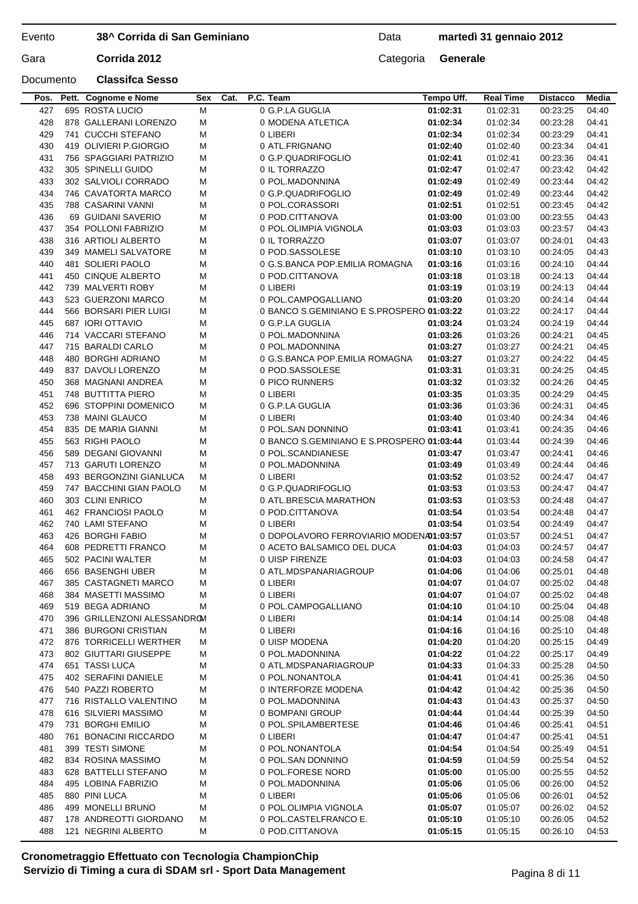| Evento | 38^ Corrida di San Geminiano | Data | martedì 31 gennaio 2012 |
|---|---|---|---|
| Gara | Corrida 2012 | Categoria | Generale |
| Documento | Classifca Sesso | | |

| Pos. | Pett. | Cognome e Nome | Sex | Cat. | P.C. | Team | Tempo Uff. | Real Time | Distacco | Media |
|---|---|---|---|---|---|---|---|---|---|---|
| 427 | 695 | ROSTA LUCIO | M | | 0 | G.P.LA GUGLIA | **01:02:31** | 01:02:31 | 00:23:25 | 04:40 |
| 428 | 878 | GALLERANI LORENZO | M | | 0 | MODENA ATLETICA | **01:02:34** | 01:02:34 | 00:23:28 | 04:41 |
| 429 | 741 | CUCCHI STEFANO | M | | 0 | LIBERI | **01:02:34** | 01:02:34 | 00:23:29 | 04:41 |
| 430 | 419 | OLIVIERI P.GIORGIO | M | | 0 | ATL.FRIGNANO | **01:02:40** | 01:02:40 | 00:23:34 | 04:41 |
| 431 | 756 | SPAGGIARI PATRIZIO | M | | 0 | G.P.QUADRIFOGLIO | **01:02:41** | 01:02:41 | 00:23:36 | 04:41 |
| 432 | 305 | SPINELLI GUIDO | M | | 0 | IL TORRAZZO | **01:02:47** | 01:02:47 | 00:23:42 | 04:42 |
| 433 | 302 | SALVIOLI CORRADO | M | | 0 | POL.MADONNINA | **01:02:49** | 01:02:49 | 00:23:44 | 04:42 |
| 434 | 746 | CAVATORTA MARCO | M | | 0 | G.P.QUADRIFOGLIO | **01:02:49** | 01:02:49 | 00:23:44 | 04:42 |
| 435 | 788 | CASARINI VANNI | M | | 0 | POL.CORASSORI | **01:02:51** | 01:02:51 | 00:23:45 | 04:42 |
| 436 | 69 | GUIDANI SAVERIO | M | | 0 | POD.CITTANOVA | **01:03:00** | 01:03:00 | 00:23:55 | 04:43 |
| 437 | 354 | POLLONI FABRIZIO | M | | 0 | POL.OLIMPIA VIGNOLA | **01:03:03** | 01:03:03 | 00:23:57 | 04:43 |
| 438 | 316 | ARTIOLI ALBERTO | M | | 0 | IL TORRAZZO | **01:03:07** | 01:03:07 | 00:24:01 | 04:43 |
| 439 | 349 | MAMELI SALVATORE | M | | 0 | POD.SASSOLESE | **01:03:10** | 01:03:10 | 00:24:05 | 04:43 |
| 440 | 481 | SOLIERI PAOLO | M | | 0 | G.S.BANCA POP.EMILIA ROMAGNA | **01:03:16** | 01:03:16 | 00:24:10 | 04:44 |
| 441 | 450 | CINQUE ALBERTO | M | | 0 | POD.CITTANOVA | **01:03:18** | 01:03:18 | 00:24:13 | 04:44 |
| 442 | 739 | MALVERTI ROBY | M | | 0 | LIBERI | **01:03:19** | 01:03:19 | 00:24:13 | 04:44 |
| 443 | 523 | GUERZONI MARCO | M | | 0 | POL.CAMPOGALLIANO | **01:03:20** | 01:03:20 | 00:24:14 | 04:44 |
| 444 | 566 | BORSARI PIER LUIGI | M | | 0 | BANCO S.GEMINIANO E S.PROSPERO | **01:03:22** | 01:03:22 | 00:24:17 | 04:44 |
| 445 | 687 | IORI OTTAVIO | M | | 0 | G.P.LA GUGLIA | **01:03:24** | 01:03:24 | 00:24:19 | 04:44 |
| 446 | 714 | VACCARI STEFANO | M | | 0 | POL.MADONNINA | **01:03:26** | 01:03:26 | 00:24:21 | 04:45 |
| 447 | 715 | BARALDI CARLO | M | | 0 | POL.MADONNINA | **01:03:27** | 01:03:27 | 00:24:21 | 04:45 |
| 448 | 480 | BORGHI ADRIANO | M | | 0 | G.S.BANCA POP.EMILIA ROMAGNA | **01:03:27** | 01:03:27 | 00:24:22 | 04:45 |
| 449 | 837 | DAVOLI LORENZO | M | | 0 | POD.SASSOLESE | **01:03:31** | 01:03:31 | 00:24:25 | 04:45 |
| 450 | 368 | MAGNANI ANDREA | M | | 0 | PICO RUNNERS | **01:03:32** | 01:03:32 | 00:24:26 | 04:45 |
| 451 | 748 | BUTTITTA PIERO | M | | 0 | LIBERI | **01:03:35** | 01:03:35 | 00:24:29 | 04:45 |
| 452 | 696 | STOPPINI DOMENICO | M | | 0 | G.P.LA GUGLIA | **01:03:36** | 01:03:36 | 00:24:31 | 04:45 |
| 453 | 738 | MAINI GLAUCO | M | | 0 | LIBERI | **01:03:40** | 01:03:40 | 00:24:34 | 04:46 |
| 454 | 835 | DE MARIA GIANNI | M | | 0 | POL.SAN DONNINO | **01:03:41** | 01:03:41 | 00:24:35 | 04:46 |
| 455 | 563 | RIGHI PAOLO | M | | 0 | BANCO S.GEMINIANO E S.PROSPERO | **01:03:44** | 01:03:44 | 00:24:39 | 04:46 |
| 456 | 589 | DEGANI GIOVANNI | M | | 0 | POL.SCANDIANESE | **01:03:47** | 01:03:47 | 00:24:41 | 04:46 |
| 457 | 713 | GARUTI LORENZO | M | | 0 | POL.MADONNINA | **01:03:49** | 01:03:49 | 00:24:44 | 04:46 |
| 458 | 493 | BERGONZINI GIANLUCA | M | | 0 | LIBERI | **01:03:52** | 01:03:52 | 00:24:47 | 04:47 |
| 459 | 747 | BACCHINI GIAN PAOLO | M | | 0 | G.P.QUADRIFOGLIO | **01:03:53** | 01:03:53 | 00:24:47 | 04:47 |
| 460 | 303 | CLINI ENRICO | M | | 0 | ATL.BRESCIA MARATHON | **01:03:53** | 01:03:53 | 00:24:48 | 04:47 |
| 461 | 462 | FRANCIOSI PAOLO | M | | 0 | POD.CITTANOVA | **01:03:54** | 01:03:54 | 00:24:48 | 04:47 |
| 462 | 740 | LAMI STEFANO | M | | 0 | LIBERI | **01:03:54** | 01:03:54 | 00:24:49 | 04:47 |
| 463 | 426 | BORGHI FABIO | M | | 0 | DOPOLAVORO FERROVIARIO MODENA | **01:03:57** | 01:03:57 | 00:24:51 | 04:47 |
| 464 | 608 | PEDRETTI FRANCO | M | | 0 | ACETO BALSAMICO DEL DUCA | **01:04:03** | 01:04:03 | 00:24:57 | 04:47 |
| 465 | 502 | PACINI WALTER | M | | 0 | UISP FIRENZE | **01:04:03** | 01:04:03 | 00:24:58 | 04:47 |
| 466 | 656 | BASENGHI UBER | M | | 0 | ATL.MDSPANARIAGROUP | **01:04:06** | 01:04:06 | 00:25:01 | 04:48 |
| 467 | 385 | CASTAGNETI MARCO | M | | 0 | LIBERI | **01:04:07** | 01:04:07 | 00:25:02 | 04:48 |
| 468 | 384 | MASETTI MASSIMO | M | | 0 | LIBERI | **01:04:07** | 01:04:07 | 00:25:02 | 04:48 |
| 469 | 519 | BEGA ADRIANO | M | | 0 | POL.CAMPOGALLIANO | **01:04:10** | 01:04:10 | 00:25:04 | 04:48 |
| 470 | 396 | GRILLENZONI ALESSANDRO | M | | 0 | LIBERI | **01:04:14** | 01:04:14 | 00:25:08 | 04:48 |
| 471 | 386 | BURGONI CRISTIAN | M | | 0 | LIBERI | **01:04:16** | 01:04:16 | 00:25:10 | 04:48 |
| 472 | 876 | TORRICELLI WERTHER | M | | 0 | UISP MODENA | **01:04:20** | 01:04:20 | 00:25:15 | 04:49 |
| 473 | 802 | GIUTTARI GIUSEPPE | M | | 0 | POL.MADONNINA | **01:04:22** | 01:04:22 | 00:25:17 | 04:49 |
| 474 | 651 | TASSI LUCA | M | | 0 | ATL.MDSPANARIAGROUP | **01:04:33** | 01:04:33 | 00:25:28 | 04:50 |
| 475 | 402 | SERAFINI DANIELE | M | | 0 | POL.NONANTOLA | **01:04:41** | 01:04:41 | 00:25:36 | 04:50 |
| 476 | 540 | PAZZI ROBERTO | M | | 0 | INTERFORZE MODENA | **01:04:42** | 01:04:42 | 00:25:36 | 04:50 |
| 477 | 716 | RISTALLO VALENTINO | M | | 0 | POL.MADONNINA | **01:04:43** | 01:04:43 | 00:25:37 | 04:50 |
| 478 | 616 | SILVIERI MASSIMO | M | | 0 | BOMPANI GROUP | **01:04:44** | 01:04:44 | 00:25:39 | 04:50 |
| 479 | 731 | BORGHI EMILIO | M | | 0 | POL.SPILAMBERTESE | **01:04:46** | 01:04:46 | 00:25:41 | 04:51 |
| 480 | 761 | BONACINI RICCARDO | M | | 0 | LIBERI | **01:04:47** | 01:04:47 | 00:25:41 | 04:51 |
| 481 | 399 | TESTI SIMONE | M | | 0 | POL.NONANTOLA | **01:04:54** | 01:04:54 | 00:25:49 | 04:51 |
| 482 | 834 | ROSINA MASSIMO | M | | 0 | POL.SAN DONNINO | **01:04:59** | 01:04:59 | 00:25:54 | 04:52 |
| 483 | 628 | BATTELLI STEFANO | M | | 0 | POL.FORESE NORD | **01:05:00** | 01:05:00 | 00:25:55 | 04:52 |
| 484 | 495 | LOBINA FABRIZIO | M | | 0 | POL.MADONNINA | **01:05:06** | 01:05:06 | 00:26:00 | 04:52 |
| 485 | 880 | PINI LUCA | M | | 0 | LIBERI | **01:05:06** | 01:05:06 | 00:26:01 | 04:52 |
| 486 | 499 | MONELLI BRUNO | M | | 0 | POL.OLIMPIA VIGNOLA | **01:05:07** | 01:05:07 | 00:26:02 | 04:52 |
| 487 | 178 | ANDREOTTI GIORDANO | M | | 0 | POL.CASTELFRANCO E. | **01:05:10** | 01:05:10 | 00:26:05 | 04:52 |
| 488 | 121 | NEGRINI ALBERTO | M | | 0 | POD.CITTANOVA | **01:05:15** | 01:05:15 | 00:26:10 | 04:53 |

**Cronometraggio Effettuato con Tecnologia ChampionChip**
**Servizio di Timing a cura di SDAM srl - Sport Data Management**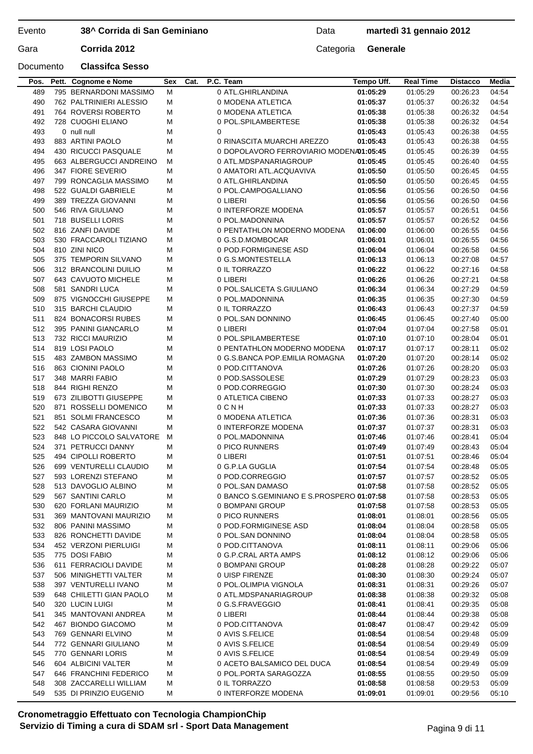| Evento | 38^ Corrida di San Geminiano | Data | martedì 31 gennaio 2012 |
|---|---|---|---|
| Gara | Corrida 2012 | Categoria | Generale |
| Documento | Classifca Sesso | | |

| Pos. | Pett. | Cognome e Nome | Sex | Cat. | P.C. | Team | Tempo Uff. | Real Time | Distacco | Media |
|---|---|---|---|---|---|---|---|---|---|---|
| 489 | 795 | BERNARDONI MASSIMO | M | | 0 | ATL.GHIRLANDINA | **01:05:29** | 01:05:29 | 00:26:23 | 04:54 |
| 490 | 762 | PALTRINIERI ALESSIO | M | | 0 | MODENA ATLETICA | **01:05:37** | 01:05:37 | 00:26:32 | 04:54 |
| 491 | 764 | ROVERSI ROBERTO | M | | 0 | MODENA ATLETICA | **01:05:38** | 01:05:38 | 00:26:32 | 04:54 |
| 492 | 728 | CUOGHI ELIANO | M | | 0 | POL.SPILAMBERTESE | **01:05:38** | 01:05:38 | 00:26:32 | 04:54 |
| 493 | 0 | null null | M | | 0 | | **01:05:43** | 01:05:43 | 00:26:38 | 04:55 |
| 493 | 883 | ARTINI PAOLO | M | | 0 | RINASCITA MUARCHI AREZZO | **01:05:43** | 01:05:43 | 00:26:38 | 04:55 |
| 494 | 430 | RICUCCI PASQUALE | M | | 0 | DOPOLAVORO FERROVIARIO MODENA | **01:05:45** | 01:05:45 | 00:26:39 | 04:55 |
| 495 | 663 | ALBERGUCCI ANDREINO | M | | 0 | ATL.MDSPANARIAGROUP | **01:05:45** | 01:05:45 | 00:26:40 | 04:55 |
| 496 | 347 | FIORE SEVERIO | M | | 0 | AMATORI ATL.ACQUAVIVA | **01:05:50** | 01:05:50 | 00:26:45 | 04:55 |
| 497 | 799 | RONCAGLIA MASSIMO | M | | 0 | ATL.GHIRLANDINA | **01:05:50** | 01:05:50 | 00:26:45 | 04:55 |
| 498 | 522 | GUALDI GABRIELE | M | | 0 | POL.CAMPOGALLIANO | **01:05:56** | 01:05:56 | 00:26:50 | 04:56 |
| 499 | 389 | TREZZA GIOVANNI | M | | 0 | LIBERI | **01:05:56** | 01:05:56 | 00:26:50 | 04:56 |
| 500 | 546 | RIVA GIULIANO | M | | 0 | INTERFORZE MODENA | **01:05:57** | 01:05:57 | 00:26:51 | 04:56 |
| 501 | 718 | BUSELLI LORIS | M | | 0 | POL.MADONNINA | **01:05:57** | 01:05:57 | 00:26:52 | 04:56 |
| 502 | 816 | ZANFI DAVIDE | M | | 0 | PENTATHLON MODERNO MODENA | **01:06:00** | 01:06:00 | 00:26:55 | 04:56 |
| 503 | 530 | FRACCAROLI TIZIANO | M | | 0 | G.S.D.MOMBOCAR | **01:06:01** | 01:06:01 | 00:26:55 | 04:56 |
| 504 | 810 | ZINI NICO | M | | 0 | POD.FORMIGINESE ASD | **01:06:04** | 01:06:04 | 00:26:58 | 04:56 |
| 505 | 375 | TEMPORIN SILVANO | M | | 0 | G.S.MONTESTELLA | **01:06:13** | 01:06:13 | 00:27:08 | 04:57 |
| 506 | 312 | BRANCOLINI DUILIO | M | | 0 | IL TORRAZZO | **01:06:22** | 01:06:22 | 00:27:16 | 04:58 |
| 507 | 643 | CAVUOTO MICHELE | M | | 0 | LIBERI | **01:06:26** | 01:06:26 | 00:27:21 | 04:58 |
| 508 | 581 | SANDRI LUCA | M | | 0 | POL.SALICETA S.GIULIANO | **01:06:34** | 01:06:34 | 00:27:29 | 04:59 |
| 509 | 875 | VIGNOCCHI GIUSEPPE | M | | 0 | POL.MADONNINA | **01:06:35** | 01:06:35 | 00:27:30 | 04:59 |
| 510 | 315 | BARCHI CLAUDIO | M | | 0 | IL TORRAZZO | **01:06:43** | 01:06:43 | 00:27:37 | 04:59 |
| 511 | 824 | BONACORSI RUBES | M | | 0 | POL.SAN DONNINO | **01:06:45** | 01:06:45 | 00:27:40 | 05:00 |
| 512 | 395 | PANINI GIANCARLO | M | | 0 | LIBERI | **01:07:04** | 01:07:04 | 00:27:58 | 05:01 |
| 513 | 732 | RICCI MAURIZIO | M | | 0 | POL.SPILAMBERTESE | **01:07:10** | 01:07:10 | 00:28:04 | 05:01 |
| 514 | 819 | LOSI PAOLO | M | | 0 | PENTATHLON MODERNO MODENA | **01:07:17** | 01:07:17 | 00:28:11 | 05:02 |
| 515 | 483 | ZAMBON MASSIMO | M | | 0 | G.S.BANCA POP.EMILIA ROMAGNA | **01:07:20** | 01:07:20 | 00:28:14 | 05:02 |
| 516 | 863 | CIONINI PAOLO | M | | 0 | POD.CITTANOVA | **01:07:26** | 01:07:26 | 00:28:20 | 05:03 |
| 517 | 348 | MARRI FABIO | M | | 0 | POD.SASSOLESE | **01:07:29** | 01:07:29 | 00:28:23 | 05:03 |
| 518 | 844 | RIGHI RENZO | M | | 0 | POD.CORREGGIO | **01:07:30** | 01:07:30 | 00:28:24 | 05:03 |
| 519 | 673 | ZILIBOTTI GIUSEPPE | M | | 0 | ATLETICA CIBENO | **01:07:33** | 01:07:33 | 00:28:27 | 05:03 |
| 520 | 871 | ROSSELLI DOMENICO | M | | 0 | C N H | **01:07:33** | 01:07:33 | 00:28:27 | 05:03 |
| 521 | 851 | SOLMI FRANCESCO | M | | 0 | MODENA ATLETICA | **01:07:36** | 01:07:36 | 00:28:31 | 05:03 |
| 522 | 542 | CASARA GIOVANNI | M | | 0 | INTERFORZE MODENA | **01:07:37** | 01:07:37 | 00:28:31 | 05:03 |
| 523 | 848 | LO PICCOLO SALVATORE | M | | 0 | POL.MADONNINA | **01:07:46** | 01:07:46 | 00:28:41 | 05:04 |
| 524 | 371 | PETRUCCI DANNY | M | | 0 | PICO RUNNERS | **01:07:49** | 01:07:49 | 00:28:43 | 05:04 |
| 525 | 494 | CIPOLLI ROBERTO | M | | 0 | LIBERI | **01:07:51** | 01:07:51 | 00:28:46 | 05:04 |
| 526 | 699 | VENTURELLI CLAUDIO | M | | 0 | G.P.LA GUGLIA | **01:07:54** | 01:07:54 | 00:28:48 | 05:05 |
| 527 | 593 | LORENZI STEFANO | M | | 0 | POD.CORREGGIO | **01:07:57** | 01:07:57 | 00:28:52 | 05:05 |
| 528 | 513 | DAVOGLIO ALBINO | M | | 0 | POL.SAN DAMASO | **01:07:58** | 01:07:58 | 00:28:52 | 05:05 |
| 529 | 567 | SANTINI CARLO | M | | 0 | BANCO S.GEMINIANO E S.PROSPERO | **01:07:58** | 01:07:58 | 00:28:53 | 05:05 |
| 530 | 620 | FORLANI MAURIZIO | M | | 0 | BOMPANI GROUP | **01:07:58** | 01:07:58 | 00:28:53 | 05:05 |
| 531 | 369 | MANTOVANI MAURIZIO | M | | 0 | PICO RUNNERS | **01:08:01** | 01:08:01 | 00:28:56 | 05:05 |
| 532 | 806 | PANINI MASSIMO | M | | 0 | POD.FORMIGINESE ASD | **01:08:04** | 01:08:04 | 00:28:58 | 05:05 |
| 533 | 826 | RONCHETTI DAVIDE | M | | 0 | POL.SAN DONNINO | **01:08:04** | 01:08:04 | 00:28:58 | 05:05 |
| 534 | 452 | VERZONI PIERLUIGI | M | | 0 | POD.CITTANOVA | **01:08:11** | 01:08:11 | 00:29:06 | 05:06 |
| 535 | 775 | DOSI FABIO | M | | 0 | G.P.CRAL ARTA AMPS | **01:08:12** | 01:08:12 | 00:29:06 | 05:06 |
| 536 | 611 | FERRACIOLI DAVIDE | M | | 0 | BOMPANI GROUP | **01:08:28** | 01:08:28 | 00:29:22 | 05:07 |
| 537 | 506 | MINIGHETTI VALTER | M | | 0 | UISP FIRENZE | **01:08:30** | 01:08:30 | 00:29:24 | 05:07 |
| 538 | 397 | VENTURELLI IVANO | M | | 0 | POL.OLIMPIA VIGNOLA | **01:08:31** | 01:08:31 | 00:29:26 | 05:07 |
| 539 | 648 | CHILETTI GIAN PAOLO | M | | 0 | ATL.MDSPANARIAGROUP | **01:08:38** | 01:08:38 | 00:29:32 | 05:08 |
| 540 | 320 | LUCIN LUIGI | M | | 0 | G.S.FRAVEGGIO | **01:08:41** | 01:08:41 | 00:29:35 | 05:08 |
| 541 | 345 | MANTOVANI ANDREA | M | | 0 | LIBERI | **01:08:44** | 01:08:44 | 00:29:38 | 05:08 |
| 542 | 467 | BIONDO GIACOMO | M | | 0 | POD.CITTANOVA | **01:08:47** | 01:08:47 | 00:29:42 | 05:09 |
| 543 | 769 | GENNARI ELVINO | M | | 0 | AVIS S.FELICE | **01:08:54** | 01:08:54 | 00:29:48 | 05:09 |
| 544 | 772 | GENNARI GIULIANO | M | | 0 | AVIS S.FELICE | **01:08:54** | 01:08:54 | 00:29:49 | 05:09 |
| 545 | 770 | GENNARI LORIS | M | | 0 | AVIS S.FELICE | **01:08:54** | 01:08:54 | 00:29:49 | 05:09 |
| 546 | 604 | ALBICINI VALTER | M | | 0 | ACETO BALSAMICO DEL DUCA | **01:08:54** | 01:08:54 | 00:29:49 | 05:09 |
| 547 | 646 | FRANCHINI FEDERICO | M | | 0 | POL.PORTA SARAGOZZA | **01:08:55** | 01:08:55 | 00:29:50 | 05:09 |
| 548 | 308 | ZACCARELLI WILLIAM | M | | 0 | IL TORRAZZO | **01:08:58** | 01:08:58 | 00:29:53 | 05:09 |
| 549 | 535 | DI PRINZIO EUGENIO | M | | 0 | INTERFORZE MODENA | **01:09:01** | 01:09:01 | 00:29:56 | 05:10 |

**Cronometraggio Effettuato con Tecnologia ChampionChip**
**Servizio di Timing a cura di SDAM srl - Sport Data Management**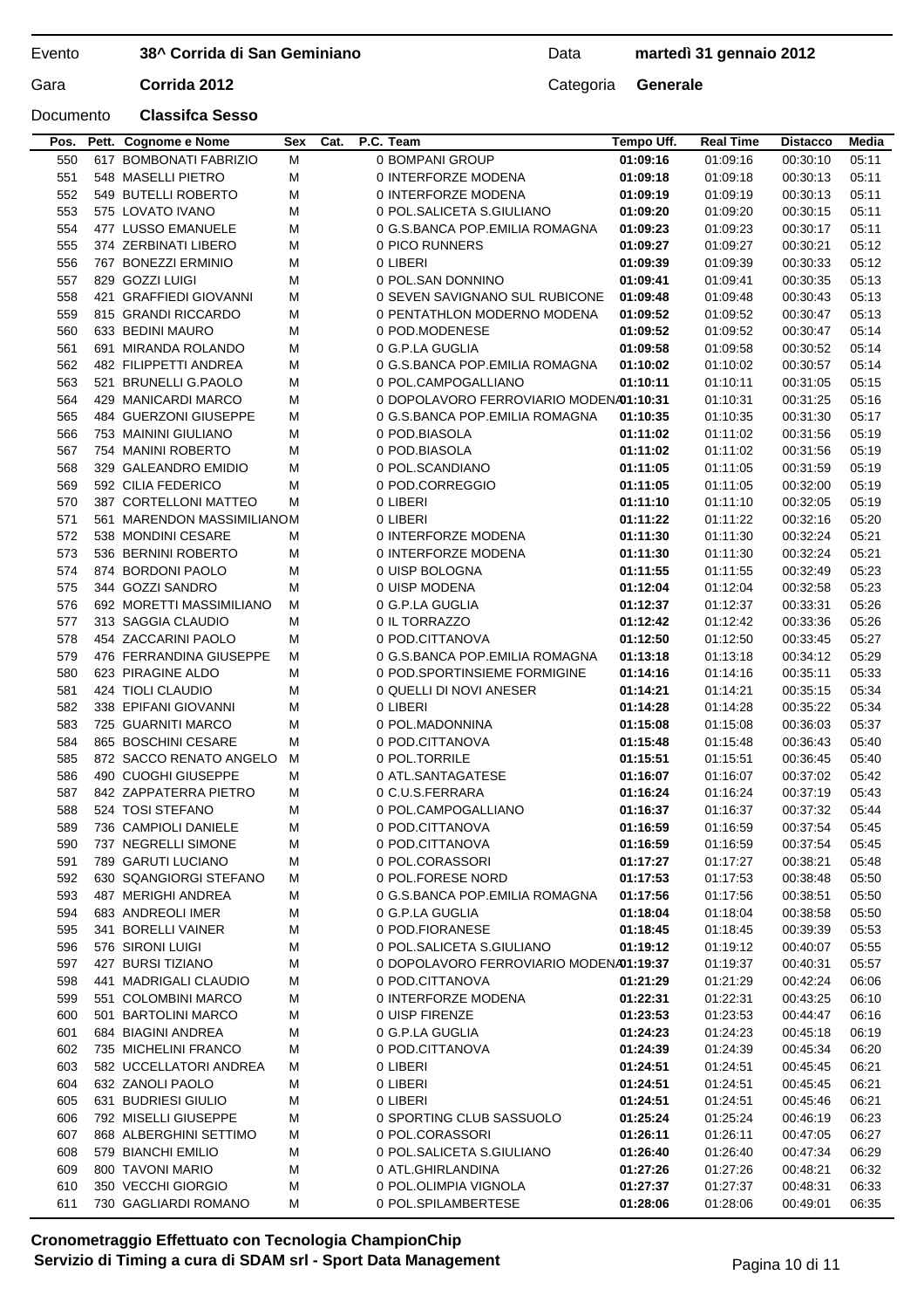Evento **38^ Corrida di San Geminiano** Data **martedì 31 gennaio 2012**

Gara **Corrida 2012** Categoria **Generale**

Documento **Classifca Sesso**

| Pos. | Pett. | Cognome e Nome | Sex | Cat. | P.C. | Team | Tempo Uff. | Real Time | Distacco | Media |
|---|---|---|---|---|---|---|---|---|---|---|
| 550 | 617 | BOMBONATI FABRIZIO | M | | 0 | BOMPANI GROUP | **01:09:16** | 01:09:16 | 00:30:10 | 05:11 |
| 551 | 548 | MASELLI PIETRO | M | | 0 | INTERFORZE MODENA | **01:09:18** | 01:09:18 | 00:30:13 | 05:11 |
| 552 | 549 | BUTELLI ROBERTO | M | | 0 | INTERFORZE MODENA | **01:09:19** | 01:09:19 | 00:30:13 | 05:11 |
| 553 | 575 | LOVATO IVANO | M | | 0 | POL.SALICETA S.GIULIANO | **01:09:20** | 01:09:20 | 00:30:15 | 05:11 |
| 554 | 477 | LUSSO EMANUELE | M | | 0 | G.S.BANCA POP.EMILIA ROMAGNA | **01:09:23** | 01:09:23 | 00:30:17 | 05:11 |
| 555 | 374 | ZERBINATI LIBERO | M | | 0 | PICO RUNNERS | **01:09:27** | 01:09:27 | 00:30:21 | 05:12 |
| 556 | 767 | BONEZZI ERMINIO | M | | 0 | LIBERI | **01:09:39** | 01:09:39 | 00:30:33 | 05:12 |
| 557 | 829 | GOZZI LUIGI | M | | 0 | POL.SAN DONNINO | **01:09:41** | 01:09:41 | 00:30:35 | 05:13 |
| 558 | 421 | GRAFFIEDI GIOVANNI | M | | 0 | SEVEN SAVIGNANO SUL RUBICONE | **01:09:48** | 01:09:48 | 00:30:43 | 05:13 |
| 559 | 815 | GRANDI RICCARDO | M | | 0 | PENTATHLON MODERNO MODENA | **01:09:52** | 01:09:52 | 00:30:47 | 05:13 |
| 560 | 633 | BEDINI MAURO | M | | 0 | POD.MODENESE | **01:09:52** | 01:09:52 | 00:30:47 | 05:14 |
| 561 | 691 | MIRANDA ROLANDO | M | | 0 | G.P.LA GUGLIA | **01:09:58** | 01:09:58 | 00:30:52 | 05:14 |
| 562 | 482 | FILIPPETTI ANDREA | M | | 0 | G.S.BANCA POP.EMILIA ROMAGNA | **01:10:02** | 01:10:02 | 00:30:57 | 05:14 |
| 563 | 521 | BRUNELLI G.PAOLO | M | | 0 | POL.CAMPOGALLIANO | **01:10:11** | 01:10:11 | 00:31:05 | 05:15 |
| 564 | 429 | MANICARDI MARCO | M | | 0 | DOPOLAVORO FERROVIARIO MODENA | **01:10:31** | 01:10:31 | 00:31:25 | 05:16 |
| 565 | 484 | GUERZONI GIUSEPPE | M | | 0 | G.S.BANCA POP.EMILIA ROMAGNA | **01:10:35** | 01:10:35 | 00:31:30 | 05:17 |
| 566 | 753 | MAININI GIULIANO | M | | 0 | POD.BIASOLA | **01:11:02** | 01:11:02 | 00:31:56 | 05:19 |
| 567 | 754 | MANINI ROBERTO | M | | 0 | POD.BIASOLA | **01:11:02** | 01:11:02 | 00:31:56 | 05:19 |
| 568 | 329 | GALEANDRO EMIDIO | M | | 0 | POL.SCANDIANO | **01:11:05** | 01:11:05 | 00:31:59 | 05:19 |
| 569 | 592 | CILIA FEDERICO | M | | 0 | POD.CORREGGIO | **01:11:05** | 01:11:05 | 00:32:00 | 05:19 |
| 570 | 387 | CORTELLONI MATTEO | M | | 0 | LIBERI | **01:11:10** | 01:11:10 | 00:32:05 | 05:19 |
| 571 | 561 | MARENDON MASSIMILIANO | M | | 0 | LIBERI | **01:11:22** | 01:11:22 | 00:32:16 | 05:20 |
| 572 | 538 | MONDINI CESARE | M | | 0 | INTERFORZE MODENA | **01:11:30** | 01:11:30 | 00:32:24 | 05:21 |
| 573 | 536 | BERNINI ROBERTO | M | | 0 | INTERFORZE MODENA | **01:11:30** | 01:11:30 | 00:32:24 | 05:21 |
| 574 | 874 | BORDONI PAOLO | M | | 0 | UISP BOLOGNA | **01:11:55** | 01:11:55 | 00:32:49 | 05:23 |
| 575 | 344 | GOZZI SANDRO | M | | 0 | UISP MODENA | **01:12:04** | 01:12:04 | 00:32:58 | 05:23 |
| 576 | 692 | MORETTI MASSIMILIANO | M | | 0 | G.P.LA GUGLIA | **01:12:37** | 01:12:37 | 00:33:31 | 05:26 |
| 577 | 313 | SAGGIA CLAUDIO | M | | 0 | IL TORRAZZO | **01:12:42** | 01:12:42 | 00:33:36 | 05:26 |
| 578 | 454 | ZACCARINI PAOLO | M | | 0 | POD.CITTANOVA | **01:12:50** | 01:12:50 | 00:33:45 | 05:27 |
| 579 | 476 | FERRANDINA GIUSEPPE | M | | 0 | G.S.BANCA POP.EMILIA ROMAGNA | **01:13:18** | 01:13:18 | 00:34:12 | 05:29 |
| 580 | 623 | PIRAGINE ALDO | M | | 0 | POD.SPORTINSIEME FORMIGINE | **01:14:16** | 01:14:16 | 00:35:11 | 05:33 |
| 581 | 424 | TIOLI CLAUDIO | M | | 0 | QUELLI DI NOVI ANESER | **01:14:21** | 01:14:21 | 00:35:15 | 05:34 |
| 582 | 338 | EPIFANI GIOVANNI | M | | 0 | LIBERI | **01:14:28** | 01:14:28 | 00:35:22 | 05:34 |
| 583 | 725 | GUARNITI MARCO | M | | 0 | POL.MADONNINA | **01:15:08** | 01:15:08 | 00:36:03 | 05:37 |
| 584 | 865 | BOSCHINI CESARE | M | | 0 | POD.CITTANOVA | **01:15:48** | 01:15:48 | 00:36:43 | 05:40 |
| 585 | 872 | SACCO RENATO ANGELO | M | | 0 | POL.TORRILE | **01:15:51** | 01:15:51 | 00:36:45 | 05:40 |
| 586 | 490 | CUOGHI GIUSEPPE | M | | 0 | ATL.SANTAGATESE | **01:16:07** | 01:16:07 | 00:37:02 | 05:42 |
| 587 | 842 | ZAPPATERRA PIETRO | M | | 0 | C.U.S.FERRARA | **01:16:24** | 01:16:24 | 00:37:19 | 05:43 |
| 588 | 524 | TOSI STEFANO | M | | 0 | POL.CAMPOGALLIANO | **01:16:37** | 01:16:37 | 00:37:32 | 05:44 |
| 589 | 736 | CAMPIOLI DANIELE | M | | 0 | POD.CITTANOVA | **01:16:59** | 01:16:59 | 00:37:54 | 05:45 |
| 590 | 737 | NEGRELLI SIMONE | M | | 0 | POD.CITTANOVA | **01:16:59** | 01:16:59 | 00:37:54 | 05:45 |
| 591 | 789 | GARUTI LUCIANO | M | | 0 | POL.CORASSORI | **01:17:27** | 01:17:27 | 00:38:21 | 05:48 |
| 592 | 630 | SQANGIORGI STEFANO | M | | 0 | POL.FORESE NORD | **01:17:53** | 01:17:53 | 00:38:48 | 05:50 |
| 593 | 487 | MERIGHI ANDREA | M | | 0 | G.S.BANCA POP.EMILIA ROMAGNA | **01:17:56** | 01:17:56 | 00:38:51 | 05:50 |
| 594 | 683 | ANDREOLI IMER | M | | 0 | G.P.LA GUGLIA | **01:18:04** | 01:18:04 | 00:38:58 | 05:50 |
| 595 | 341 | BORELLI VAINER | M | | 0 | POD.FIORANESE | **01:18:45** | 01:18:45 | 00:39:39 | 05:53 |
| 596 | 576 | SIRONI LUIGI | M | | 0 | POL.SALICETA S.GIULIANO | **01:19:12** | 01:19:12 | 00:40:07 | 05:55 |
| 597 | 427 | BURSI TIZIANO | M | | 0 | DOPOLAVORO FERROVIARIO MODENA | **01:19:37** | 01:19:37 | 00:40:31 | 05:57 |
| 598 | 441 | MADRIGALI CLAUDIO | M | | 0 | POD.CITTANOVA | **01:21:29** | 01:21:29 | 00:42:24 | 06:06 |
| 599 | 551 | COLOMBINI MARCO | M | | 0 | INTERFORZE MODENA | **01:22:31** | 01:22:31 | 00:43:25 | 06:10 |
| 600 | 501 | BARTOLINI MARCO | M | | 0 | UISP FIRENZE | **01:23:53** | 01:23:53 | 00:44:47 | 06:16 |
| 601 | 684 | BIAGINI ANDREA | M | | 0 | G.P.LA GUGLIA | **01:24:23** | 01:24:23 | 00:45:18 | 06:19 |
| 602 | 735 | MICHELINI FRANCO | M | | 0 | POD.CITTANOVA | **01:24:39** | 01:24:39 | 00:45:34 | 06:20 |
| 603 | 582 | UCCELLATORI ANDREA | M | | 0 | LIBERI | **01:24:51** | 01:24:51 | 00:45:45 | 06:21 |
| 604 | 632 | ZANOLI PAOLO | M | | 0 | LIBERI | **01:24:51** | 01:24:51 | 00:45:45 | 06:21 |
| 605 | 631 | BUDRIESI GIULIO | M | | 0 | LIBERI | **01:24:51** | 01:24:51 | 00:45:46 | 06:21 |
| 606 | 792 | MISELLI GIUSEPPE | M | | 0 | SPORTING CLUB SASSUOLO | **01:25:24** | 01:25:24 | 00:46:19 | 06:23 |
| 607 | 868 | ALBERGHINI SETTIMO | M | | 0 | POL.CORASSORI | **01:26:11** | 01:26:11 | 00:47:05 | 06:27 |
| 608 | 579 | BIANCHI EMILIO | M | | 0 | POL.SALICETA S.GIULIANO | **01:26:40** | 01:26:40 | 00:47:34 | 06:29 |
| 609 | 800 | TAVONI MARIO | M | | 0 | ATL.GHIRLANDINA | **01:27:26** | 01:27:26 | 00:48:21 | 06:32 |
| 610 | 350 | VECCHI GIORGIO | M | | 0 | POL.OLIMPIA VIGNOLA | **01:27:37** | 01:27:37 | 00:48:31 | 06:33 |
| 611 | 730 | GAGLIARDI ROMANO | M | | 0 | POL.SPILAMBERTESE | **01:28:06** | 01:28:06 | 00:49:01 | 06:35 |

**Cronometraggio Effettuato con Tecnologia ChampionChip**
**Servizio di Timing a cura di SDAM srl - Sport Data Management**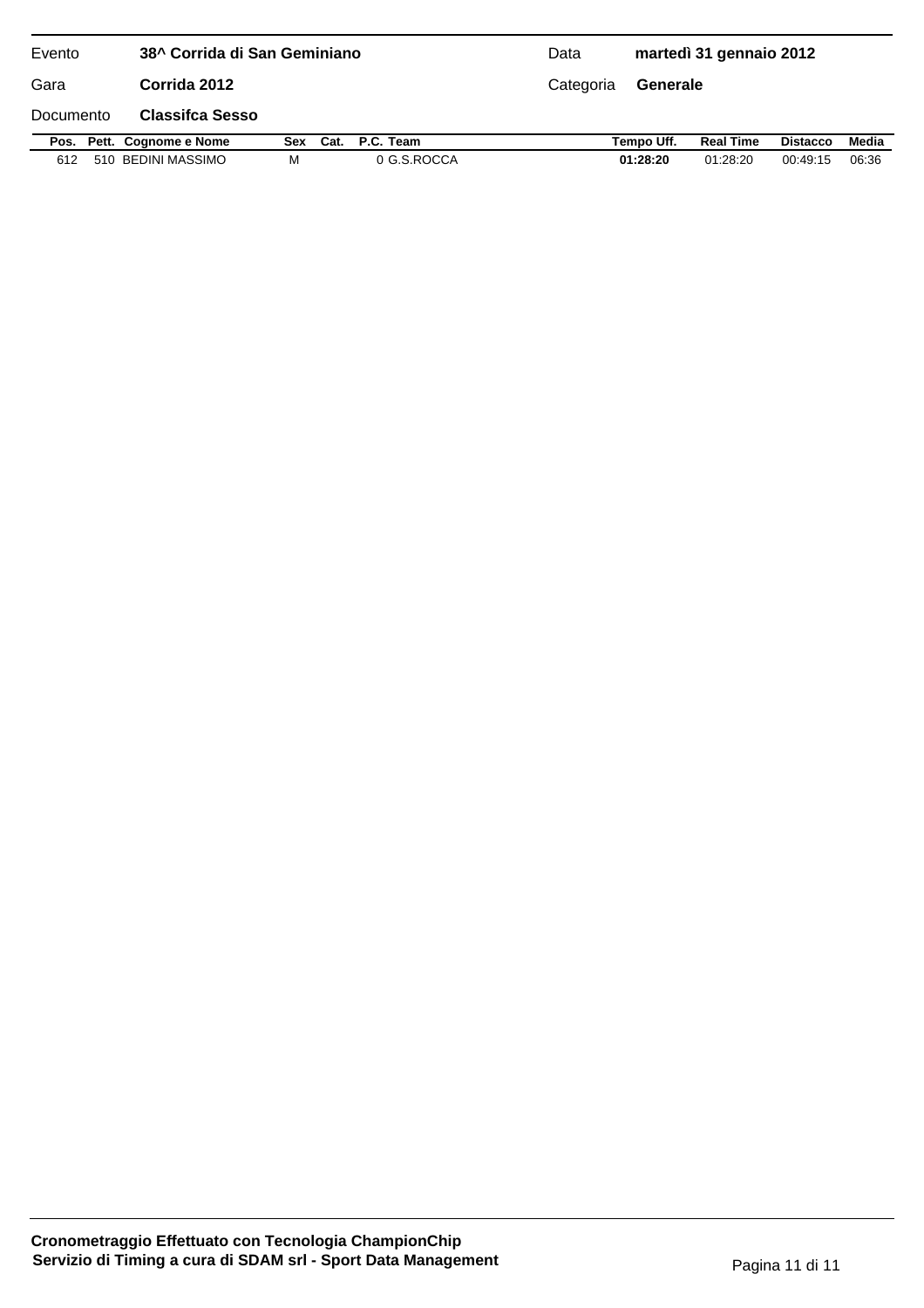| | | | |
|---|---|---|---|
| Evento | **38^ Corrida di San Geminiano** | Data | **martedì 31 gennaio 2012** |
| Gara | **Corrida 2012** | Categoria | **Generale** |
| Documento | **Classifca Sesso** | | |

| Pos. | Pett. | Cognome e Nome | Sex | Cat. | P.C. | Team | Tempo Uff. | Real Time | Distacco | Media |
|---|---|---|---|---|---|---|---|---|---|---|
| 612 | 510 | BEDINI MASSIMO | M | | 0 | G.S.ROCCA | **01:28:20** | 01:28:20 | 00:49:15 | 06:36 |

**Cronometraggio Effettuato con Tecnologia ChampionChip**
**Servizio di Timing a cura di SDAM srl - Sport Data Management**